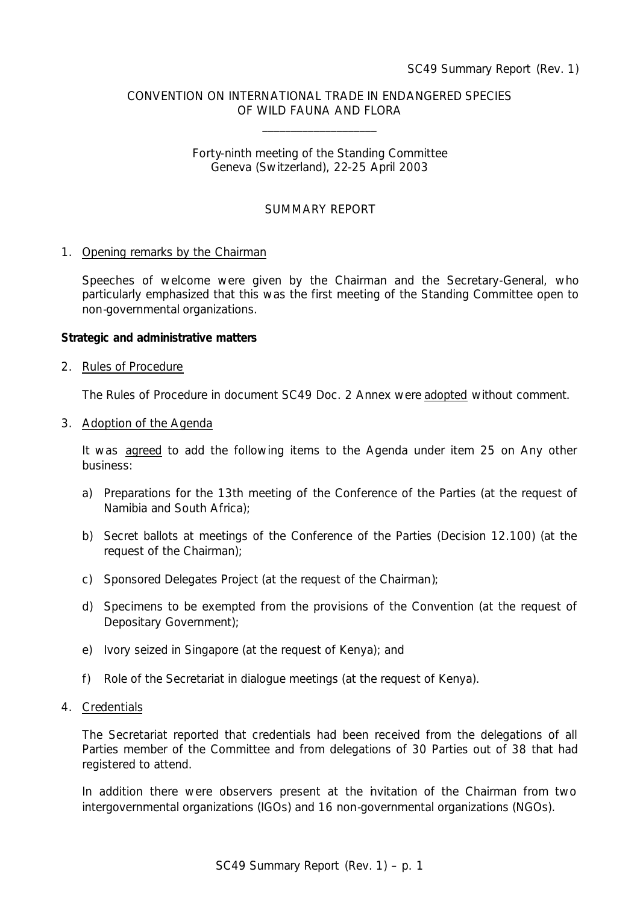SC49 Summary Report (Rev. 1)

CONVENTION ON INTERNATIONAL TRADE IN ENDANGERED SPECIES OF WILD FAUNA AND FLORA

___________________

Forty-ninth meeting of the Standing Committee
Geneva (Switzerland), 22-25 April 2003

# SUMMARY REPORT

1. Opening remarks by the Chairman

   Speeches of welcome were given by the Chairman and the Secretary-General, who particularly emphasized that this was the first meeting of the Standing Committee open to non-governmental organizations.

**Strategic and administrative matters**

2. Rules of Procedure

   The Rules of Procedure in document SC49 Doc. 2 Annex were adopted without comment.

3. Adoption of the Agenda

   It was agreed to add the following items to the Agenda under item 25 on Any other business:

   a) Preparations for the 13th meeting of the Conference of the Parties (at the request of Namibia and South Africa);

   b) Secret ballots at meetings of the Conference of the Parties (Decision 12.100) (at the request of the Chairman);

   c) Sponsored Delegates Project (at the request of the Chairman);

   d) Specimens to be exempted from the provisions of the Convention (at the request of Depositary Government);

   e) Ivory seized in Singapore (at the request of Kenya); and

   f) Role of the Secretariat in dialogue meetings (at the request of Kenya).

4. Credentials

   The Secretariat reported that credentials had been received from the delegations of all Parties member of the Committee and from delegations of 30 Parties out of 38 that had registered to attend.

   In addition there were observers present at the invitation of the Chairman from two intergovernmental organizations (IGOs) and 16 non-governmental organizations (NGOs).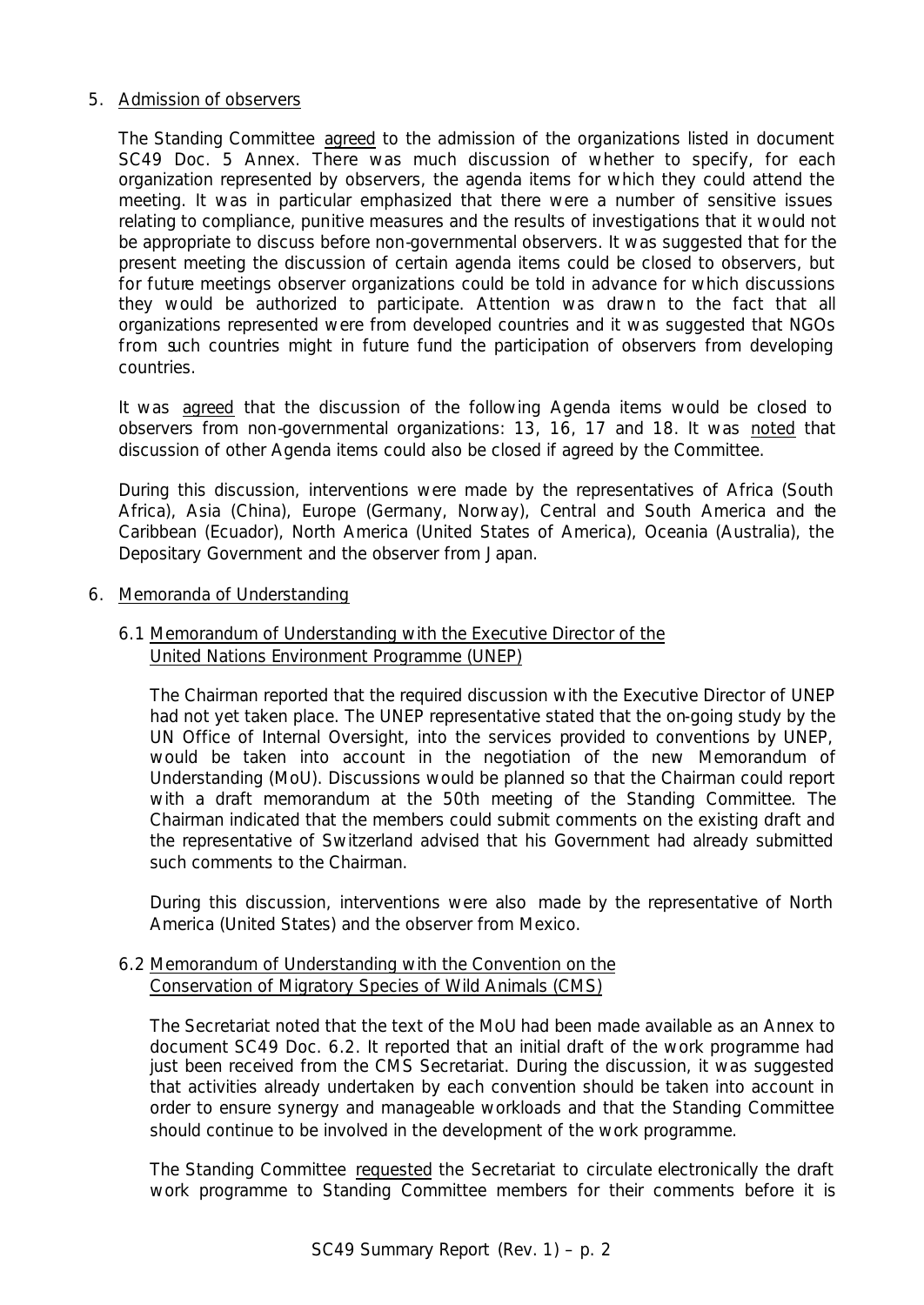5. Admission of observers

The Standing Committee agreed to the admission of the organizations listed in document SC49 Doc. 5 Annex. There was much discussion of whether to specify, for each organization represented by observers, the agenda items for which they could attend the meeting. It was in particular emphasized that there were a number of sensitive issues relating to compliance, punitive measures and the results of investigations that it would not be appropriate to discuss before non-governmental observers. It was suggested that for the present meeting the discussion of certain agenda items could be closed to observers, but for future meetings observer organizations could be told in advance for which discussions they would be authorized to participate. Attention was drawn to the fact that all organizations represented were from developed countries and it was suggested that NGOs from such countries might in future fund the participation of observers from developing countries.

It was agreed that the discussion of the following Agenda items would be closed to observers from non-governmental organizations: 13, 16, 17 and 18. It was noted that discussion of other Agenda items could also be closed if agreed by the Committee.

During this discussion, interventions were made by the representatives of Africa (South Africa), Asia (China), Europe (Germany, Norway), Central and South America and the Caribbean (Ecuador), North America (United States of America), Oceania (Australia), the Depositary Government and the observer from Japan.

6. Memoranda of Understanding

6.1 Memorandum of Understanding with the Executive Director of the United Nations Environment Programme (UNEP)

The Chairman reported that the required discussion with the Executive Director of UNEP had not yet taken place. The UNEP representative stated that the on-going study by the UN Office of Internal Oversight, into the services provided to conventions by UNEP, would be taken into account in the negotiation of the new Memorandum of Understanding (MoU). Discussions would be planned so that the Chairman could report with a draft memorandum at the 50th meeting of the Standing Committee. The Chairman indicated that the members could submit comments on the existing draft and the representative of Switzerland advised that his Government had already submitted such comments to the Chairman.

During this discussion, interventions were also made by the representative of North America (United States) and the observer from Mexico.

6.2 Memorandum of Understanding with the Convention on the Conservation of Migratory Species of Wild Animals (CMS)

The Secretariat noted that the text of the MoU had been made available as an Annex to document SC49 Doc. 6.2. It reported that an initial draft of the work programme had just been received from the CMS Secretariat. During the discussion, it was suggested that activities already undertaken by each convention should be taken into account in order to ensure synergy and manageable workloads and that the Standing Committee should continue to be involved in the development of the work programme.

The Standing Committee requested the Secretariat to circulate electronically the draft work programme to Standing Committee members for their comments before it is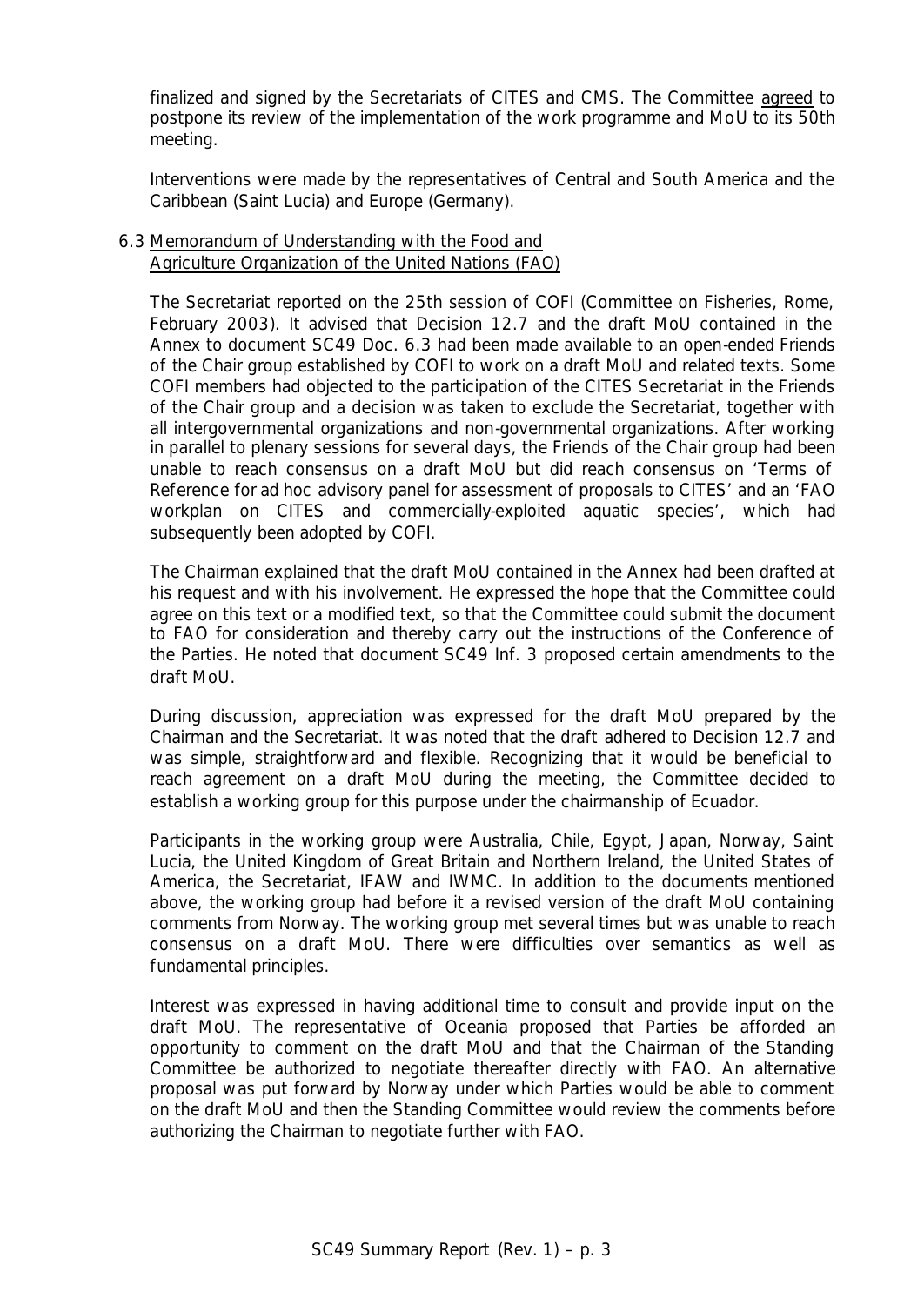finalized and signed by the Secretariats of CITES and CMS. The Committee agreed to postpone its review of the implementation of the work programme and MoU to its 50th meeting.

Interventions were made by the representatives of Central and South America and the Caribbean (Saint Lucia) and Europe (Germany).

6.3 Memorandum of Understanding with the Food and Agriculture Organization of the United Nations (FAO)

The Secretariat reported on the 25th session of COFI (Committee on Fisheries, Rome, February 2003). It advised that Decision 12.7 and the draft MoU contained in the Annex to document SC49 Doc. 6.3 had been made available to an open-ended Friends of the Chair group established by COFI to work on a draft MoU and related texts. Some COFI members had objected to the participation of the CITES Secretariat in the Friends of the Chair group and a decision was taken to exclude the Secretariat, together with all intergovernmental organizations and non-governmental organizations. After working in parallel to plenary sessions for several days, the Friends of the Chair group had been unable to reach consensus on a draft MoU but did reach consensus on 'Terms of Reference for *ad hoc* advisory panel for assessment of proposals to CITES' and an 'FAO workplan on CITES and commercially-exploited aquatic species', which had subsequently been adopted by COFI.

The Chairman explained that the draft MoU contained in the Annex had been drafted at his request and with his involvement. He expressed the hope that the Committee could agree on this text or a modified text, so that the Committee could submit the document to FAO for consideration and thereby carry out the instructions of the Conference of the Parties. He noted that document SC49 Inf. 3 proposed certain amendments to the draft MoU.

During discussion, appreciation was expressed for the draft MoU prepared by the Chairman and the Secretariat. It was noted that the draft adhered to Decision 12.7 and was simple, straightforward and flexible. Recognizing that it would be beneficial to reach agreement on a draft MoU during the meeting, the Committee decided to establish a working group for this purpose under the chairmanship of Ecuador.

Participants in the working group were Australia, Chile, Egypt, Japan, Norway, Saint Lucia, the United Kingdom of Great Britain and Northern Ireland, the United States of America, the Secretariat, IFAW and IWMC. In addition to the documents mentioned above, the working group had before it a revised version of the draft MoU containing comments from Norway. The working group met several times but was unable to reach consensus on a draft MoU. There were difficulties over semantics as well as fundamental principles.

Interest was expressed in having additional time to consult and provide input on the draft MoU. The representative of Oceania proposed that Parties be afforded an opportunity to comment on the draft MoU and that the Chairman of the Standing Committee be authorized to negotiate thereafter directly with FAO. An alternative proposal was put forward by Norway under which Parties would be able to comment on the draft MoU and then the Standing Committee would review the comments before authorizing the Chairman to negotiate further with FAO.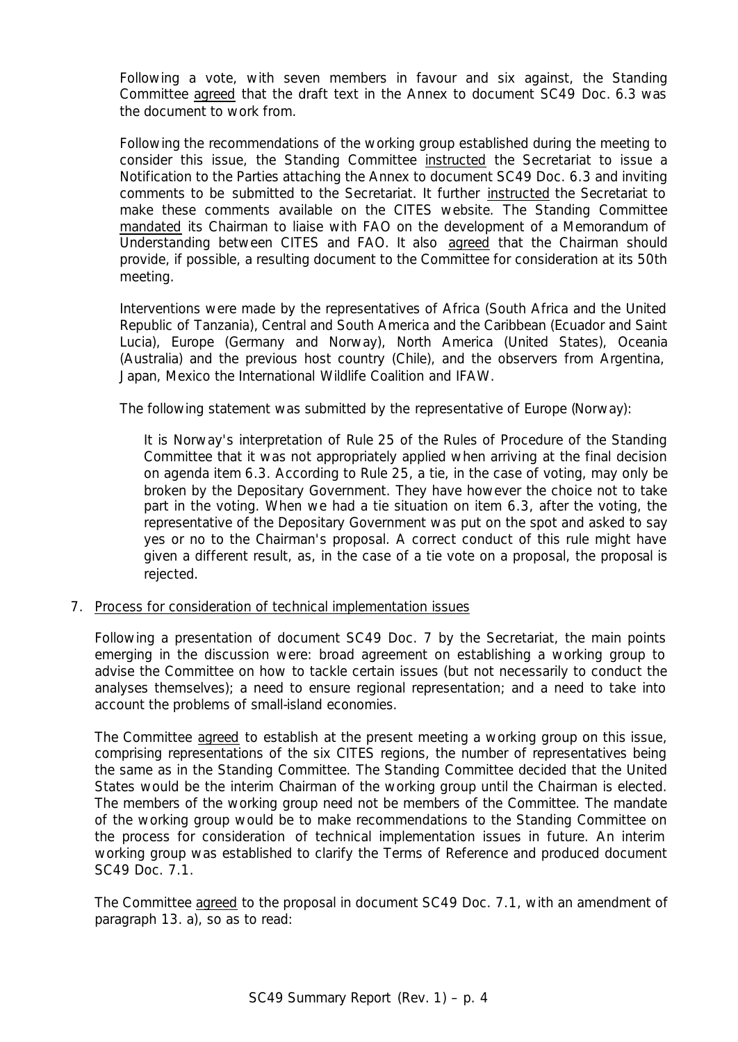Following a vote, with seven members in favour and six against, the Standing Committee agreed that the draft text in the Annex to document SC49 Doc. 6.3 was the document to work from.

Following the recommendations of the working group established during the meeting to consider this issue, the Standing Committee instructed the Secretariat to issue a Notification to the Parties attaching the Annex to document SC49 Doc. 6.3 and inviting comments to be submitted to the Secretariat. It further instructed the Secretariat to make these comments available on the CITES website. The Standing Committee mandated its Chairman to liaise with FAO on the development of a Memorandum of Understanding between CITES and FAO. It also agreed that the Chairman should provide, if possible, a resulting document to the Committee for consideration at its 50th meeting.

Interventions were made by the representatives of Africa (South Africa and the United Republic of Tanzania), Central and South America and the Caribbean (Ecuador and Saint Lucia), Europe (Germany and Norway), North America (United States), Oceania (Australia) and the previous host country (Chile), and the observers from Argentina, Japan, Mexico the International Wildlife Coalition and IFAW.

The following statement was submitted by the representative of Europe (Norway):

> It is Norway's interpretation of Rule 25 of the Rules of Procedure of the Standing Committee that it was not appropriately applied when arriving at the final decision on agenda item 6.3. According to Rule 25, a tie, in the case of voting, may only be broken by the Depositary Government. They have however the choice not to take part in the voting. When we had a tie situation on item 6.3, after the voting, the representative of the Depositary Government was put on the spot and asked to say yes or no to the Chairman's proposal. A correct conduct of this rule might have given a different result, as, in the case of a tie vote on a proposal, the proposal is rejected.

7. Process for consideration of technical implementation issues

Following a presentation of document SC49 Doc. 7 by the Secretariat, the main points emerging in the discussion were: broad agreement on establishing a working group to advise the Committee on how to tackle certain issues (but not necessarily to conduct the analyses themselves); a need to ensure regional representation; and a need to take into account the problems of small-island economies.

The Committee agreed to establish at the present meeting a working group on this issue, comprising representations of the six CITES regions, the number of representatives being the same as in the Standing Committee. The Standing Committee decided that the United States would be the interim Chairman of the working group until the Chairman is elected. The members of the working group need not be members of the Committee. The mandate of the working group would be to make recommendations to the Standing Committee on the process for consideration of technical implementation issues in future. An interim working group was established to clarify the Terms of Reference and produced document SC49 Doc. 7.1.

The Committee agreed to the proposal in document SC49 Doc. 7.1, with an amendment of paragraph 13. a), so as to read: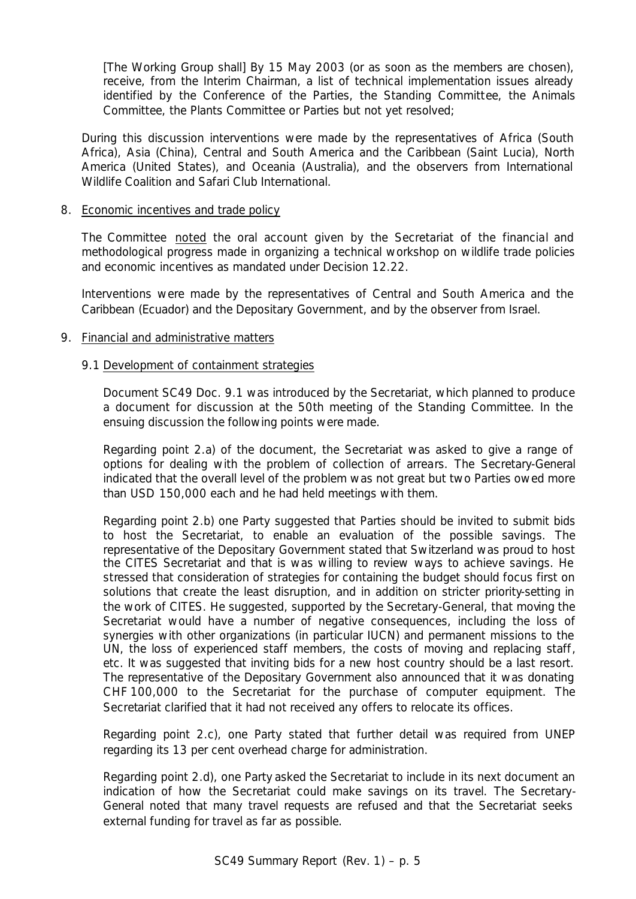[The Working Group shall] By 15 May 2003 (or as soon as the members are chosen), receive, from the Interim Chairman, a list of technical implementation issues already identified by the Conference of the Parties, the Standing Committee, the Animals Committee, the Plants Committee or Parties but not yet resolved;

During this discussion interventions were made by the representatives of Africa (South Africa), Asia (China), Central and South America and the Caribbean (Saint Lucia), North America (United States), and Oceania (Australia), and the observers from International Wildlife Coalition and Safari Club International.

## 8. Economic incentives and trade policy

The Committee noted the oral account given by the Secretariat of the financial and methodological progress made in organizing a technical workshop on wildlife trade policies and economic incentives as mandated under Decision 12.22.

Interventions were made by the representatives of Central and South America and the Caribbean (Ecuador) and the Depositary Government, and by the observer from Israel.

## 9. Financial and administrative matters

### 9.1 Development of containment strategies

Document SC49 Doc. 9.1 was introduced by the Secretariat, which planned to produce a document for discussion at the 50th meeting of the Standing Committee. In the ensuing discussion the following points were made.

Regarding point 2.a) of the document, the Secretariat was asked to give a range of options for dealing with the problem of collection of arrears. The Secretary-General indicated that the overall level of the problem was not great but two Parties owed more than USD 150,000 each and he had held meetings with them.

Regarding point 2.b) one Party suggested that Parties should be invited to submit bids to host the Secretariat, to enable an evaluation of the possible savings. The representative of the Depositary Government stated that Switzerland was proud to host the CITES Secretariat and that is was willing to review ways to achieve savings. He stressed that consideration of strategies for containing the budget should focus first on solutions that create the least disruption, and in addition on stricter priority-setting in the work of CITES. He suggested, supported by the Secretary-General, that moving the Secretariat would have a number of negative consequences, including the loss of synergies with other organizations (in particular IUCN) and permanent missions to the UN, the loss of experienced staff members, the costs of moving and replacing staff, etc. It was suggested that inviting bids for a new host country should be a last resort. The representative of the Depositary Government also announced that it was donating CHF 100,000 to the Secretariat for the purchase of computer equipment. The Secretariat clarified that it had not received any offers to relocate its offices.

Regarding point 2.c), one Party stated that further detail was required from UNEP regarding its 13 per cent overhead charge for administration.

Regarding point 2.d), one Party asked the Secretariat to include in its next document an indication of how the Secretariat could make savings on its travel. The Secretary-General noted that many travel requests are refused and that the Secretariat seeks external funding for travel as far as possible.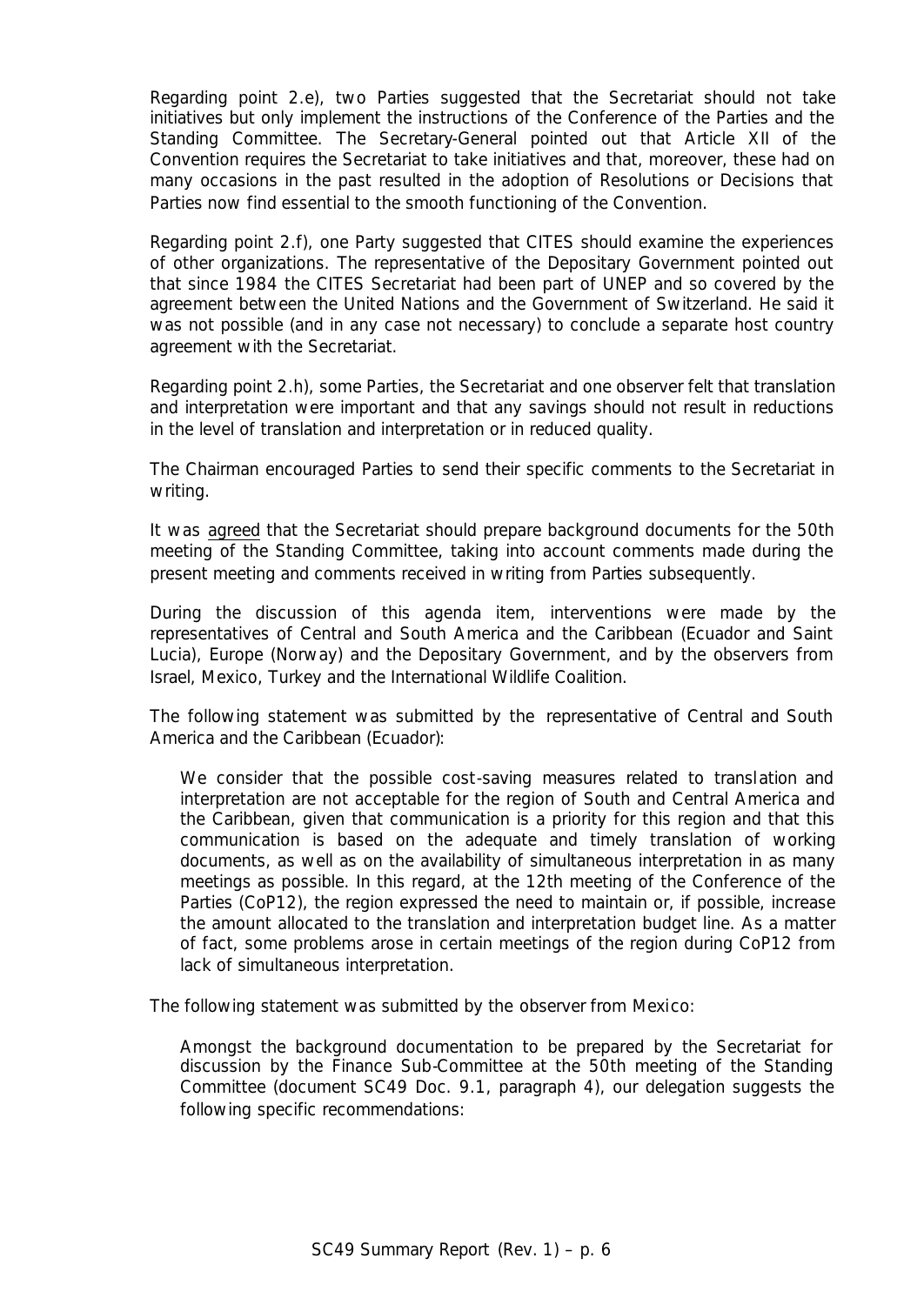Regarding point 2.e), two Parties suggested that the Secretariat should not take initiatives but only implement the instructions of the Conference of the Parties and the Standing Committee. The Secretary-General pointed out that Article XII of the Convention requires the Secretariat to take initiatives and that, moreover, these had on many occasions in the past resulted in the adoption of Resolutions or Decisions that Parties now find essential to the smooth functioning of the Convention.

Regarding point 2.f), one Party suggested that CITES should examine the experiences of other organizations. The representative of the Depositary Government pointed out that since 1984 the CITES Secretariat had been part of UNEP and so covered by the agreement between the United Nations and the Government of Switzerland. He said it was not possible (and in any case not necessary) to conclude a separate host country agreement with the Secretariat.

Regarding point 2.h), some Parties, the Secretariat and one observer felt that translation and interpretation were important and that any savings should not result in reductions in the level of translation and interpretation or in reduced quality.

The Chairman encouraged Parties to send their specific comments to the Secretariat in writing.

It was agreed that the Secretariat should prepare background documents for the 50th meeting of the Standing Committee, taking into account comments made during the present meeting and comments received in writing from Parties subsequently.

During the discussion of this agenda item, interventions were made by the representatives of Central and South America and the Caribbean (Ecuador and Saint Lucia), Europe (Norway) and the Depositary Government, and by the observers from Israel, Mexico, Turkey and the International Wildlife Coalition.

The following statement was submitted by the representative of Central and South America and the Caribbean (Ecuador):

> *We consider that the possible cost-saving measures related to translation and interpretation are not acceptable for the region of South and Central America and the Caribbean, given that communication is a priority for this region and that this communication is based on the adequate and timely translation of working documents, as well as on the availability of simultaneous interpretation in as many meetings as possible. In this regard, at the 12th meeting of the Conference of the Parties (CoP12), the region expressed the need to maintain or, if possible, increase the amount allocated to the translation and interpretation budget line. As a matter of fact, some problems arose in certain meetings of the region during CoP12 from lack of simultaneous interpretation.*

The following statement was submitted by the observer from Mexico:

> *Amongst the background documentation to be prepared by the Secretariat for discussion by the Finance Sub-Committee at the 50th meeting of the Standing Committee (document SC49 Doc. 9.1, paragraph 4), our delegation suggests the following specific recommendations:*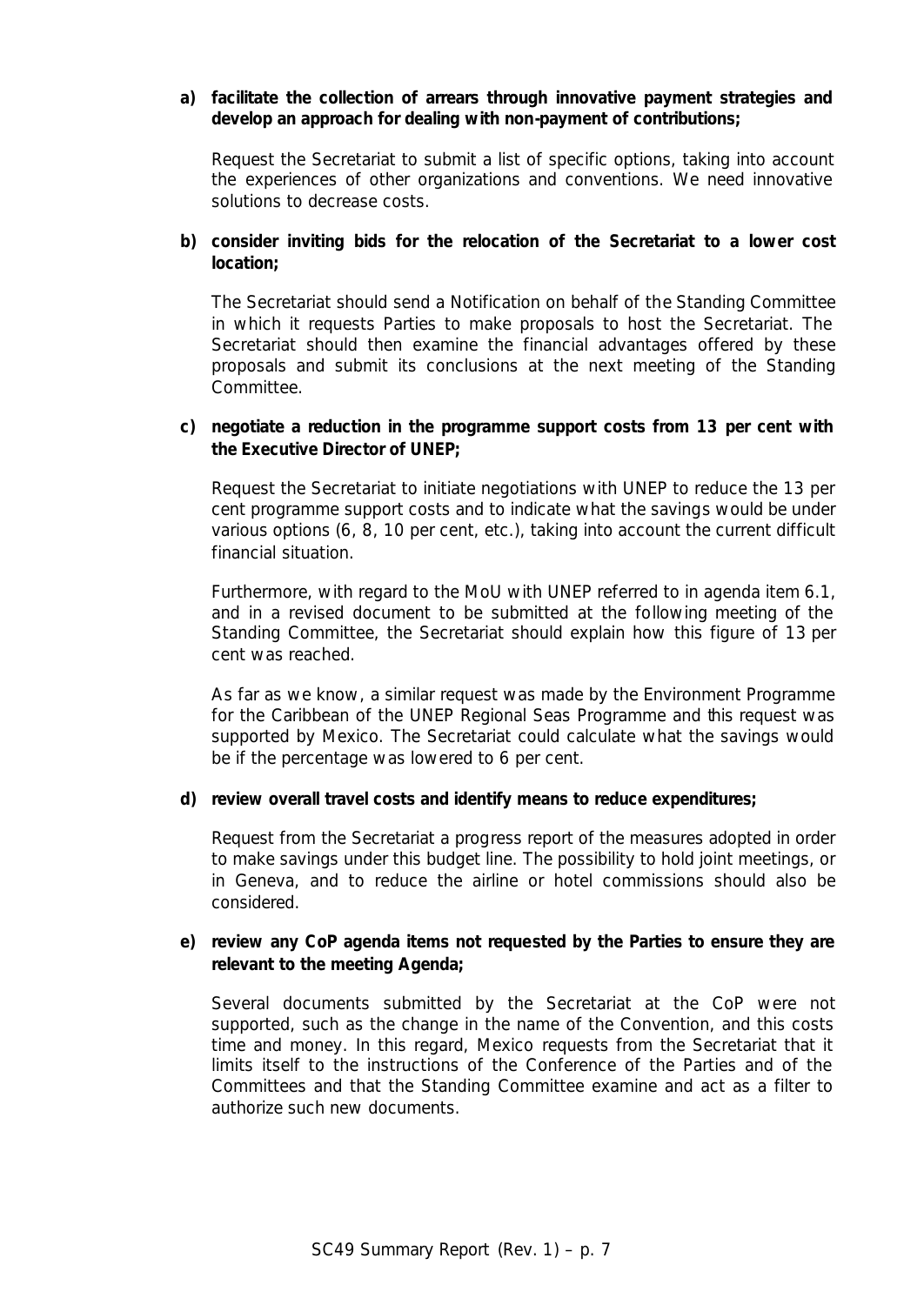a) **facilitate the collection of arrears through innovative payment strategies and develop an approach for dealing with non-payment of contributions;**

   Request the Secretariat to submit a list of specific options, taking into account the experiences of other organizations and conventions. We need innovative solutions to decrease costs.

b) **consider inviting bids for the relocation of the Secretariat to a lower cost location;**

   The Secretariat should send a Notification on behalf of the Standing Committee in which it requests Parties to make proposals to host the Secretariat. The Secretariat should then examine the financial advantages offered by these proposals and submit its conclusions at the next meeting of the Standing Committee.

c) **negotiate a reduction in the programme support costs from 13 per cent with the Executive Director of UNEP;**

   Request the Secretariat to initiate negotiations with UNEP to reduce the 13 per cent programme support costs and to indicate what the savings would be under various options (6, 8, 10 per cent, etc.), taking into account the current difficult financial situation.

   Furthermore, with regard to the MoU with UNEP referred to in agenda item 6.1, and in a revised document to be submitted at the following meeting of the Standing Committee, the Secretariat should explain how this figure of 13 per cent was reached.

   As far as we know, a similar request was made by the Environment Programme for the Caribbean of the UNEP Regional Seas Programme and this request was supported by Mexico. The Secretariat could calculate what the savings would be if the percentage was lowered to 6 per cent.

d) **review overall travel costs and identify means to reduce expenditures;**

   Request from the Secretariat a progress report of the measures adopted in order to make savings under this budget line. The possibility to hold joint meetings, or in Geneva, and to reduce the airline or hotel commissions should also be considered.

e) **review any CoP agenda items not requested by the Parties to ensure they are relevant to the meeting Agenda;**

   Several documents submitted by the Secretariat at the CoP were not supported, such as the change in the name of the Convention, and this costs time and money. In this regard, Mexico requests from the Secretariat that it limits itself to the instructions of the Conference of the Parties and of the Committees and that the Standing Committee examine and act as a filter to authorize such new documents.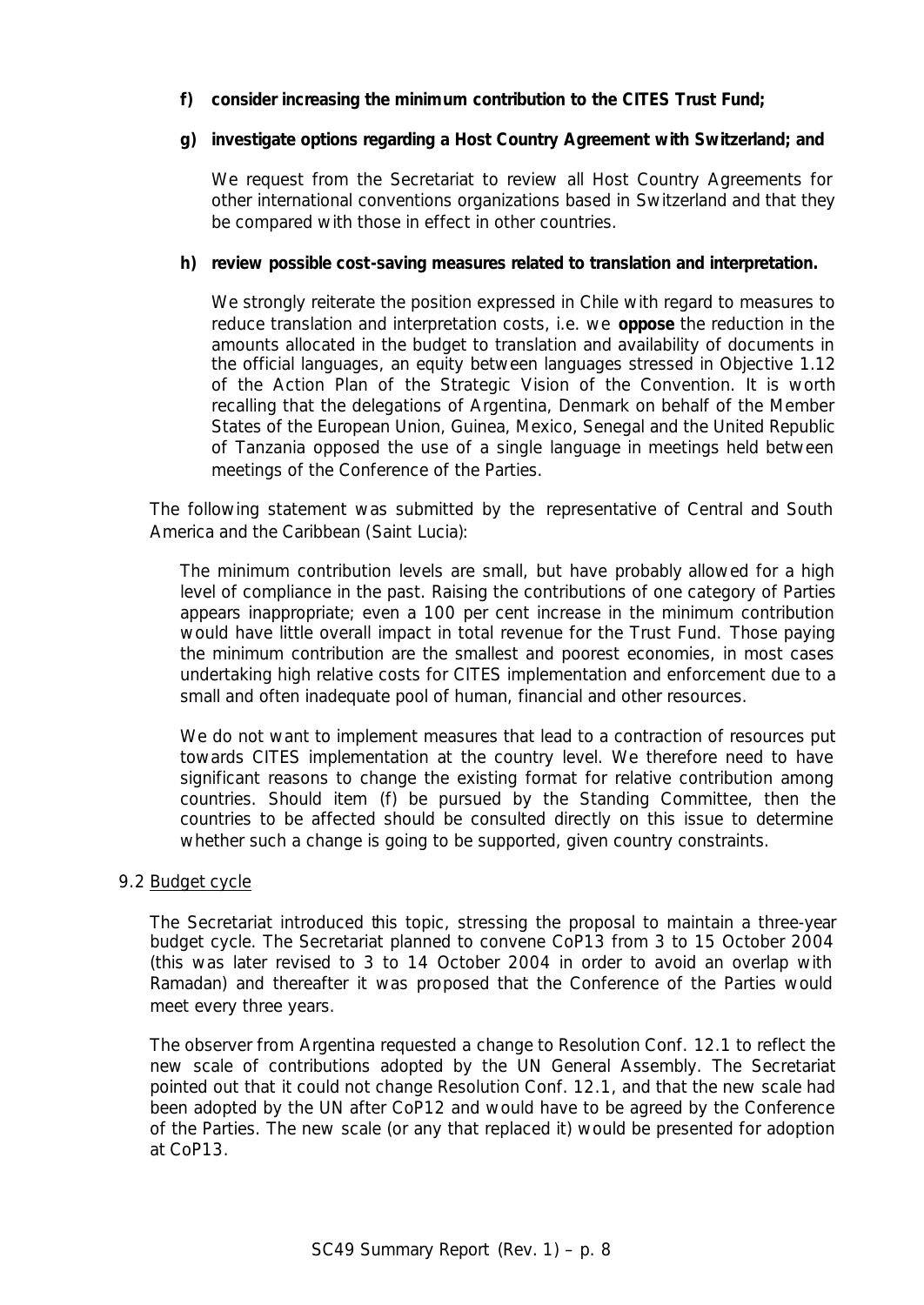**f) consider increasing the minimum contribution to the CITES Trust Fund;**

**g) investigate options regarding a Host Country Agreement with Switzerland; and**

We request from the Secretariat to review all Host Country Agreements for other international conventions organizations based in Switzerland and that they be compared with those in effect in other countries.

**h) review possible cost-saving measures related to translation and interpretation.**

We strongly reiterate the position expressed in Chile with regard to measures to reduce translation and interpretation costs, i.e. we **oppose** the reduction in the amounts allocated in the budget to translation and availability of documents in the official languages, an equity between languages stressed in Objective 1.12 of the Action Plan of the Strategic Vision of the Convention. It is worth recalling that the delegations of Argentina, Denmark on behalf of the Member States of the European Union, Guinea, Mexico, Senegal and the United Republic of Tanzania opposed the use of a single language in meetings held between meetings of the Conference of the Parties.

The following statement was submitted by the representative of Central and South America and the Caribbean (Saint Lucia):

The minimum contribution levels are small, but have probably allowed for a high level of compliance in the past. Raising the contributions of one category of Parties appears inappropriate; even a 100 per cent increase in the minimum contribution would have little overall impact in total revenue for the Trust Fund. Those paying the minimum contribution are the smallest and poorest economies, in most cases undertaking high relative costs for CITES implementation and enforcement due to a small and often inadequate pool of human, financial and other resources.

We do not want to implement measures that lead to a contraction of resources put towards CITES implementation at the country level. We therefore need to have significant reasons to change the existing format for relative contribution among countries. Should item (f) be pursued by the Standing Committee, then the countries to be affected should be consulted directly on this issue to determine whether such a change is going to be supported, given country constraints.

9.2 Budget cycle

The Secretariat introduced this topic, stressing the proposal to maintain a three-year budget cycle. The Secretariat planned to convene CoP13 from 3 to 15 October 2004 (this was later revised to 3 to 14 October 2004 in order to avoid an overlap with Ramadan) and thereafter it was proposed that the Conference of the Parties would meet every three years.

The observer from Argentina requested a change to Resolution Conf. 12.1 to reflect the new scale of contributions adopted by the UN General Assembly. The Secretariat pointed out that it could not change Resolution Conf. 12.1, and that the new scale had been adopted by the UN after CoP12 and would have to be agreed by the Conference of the Parties. The new scale (or any that replaced it) would be presented for adoption at CoP13.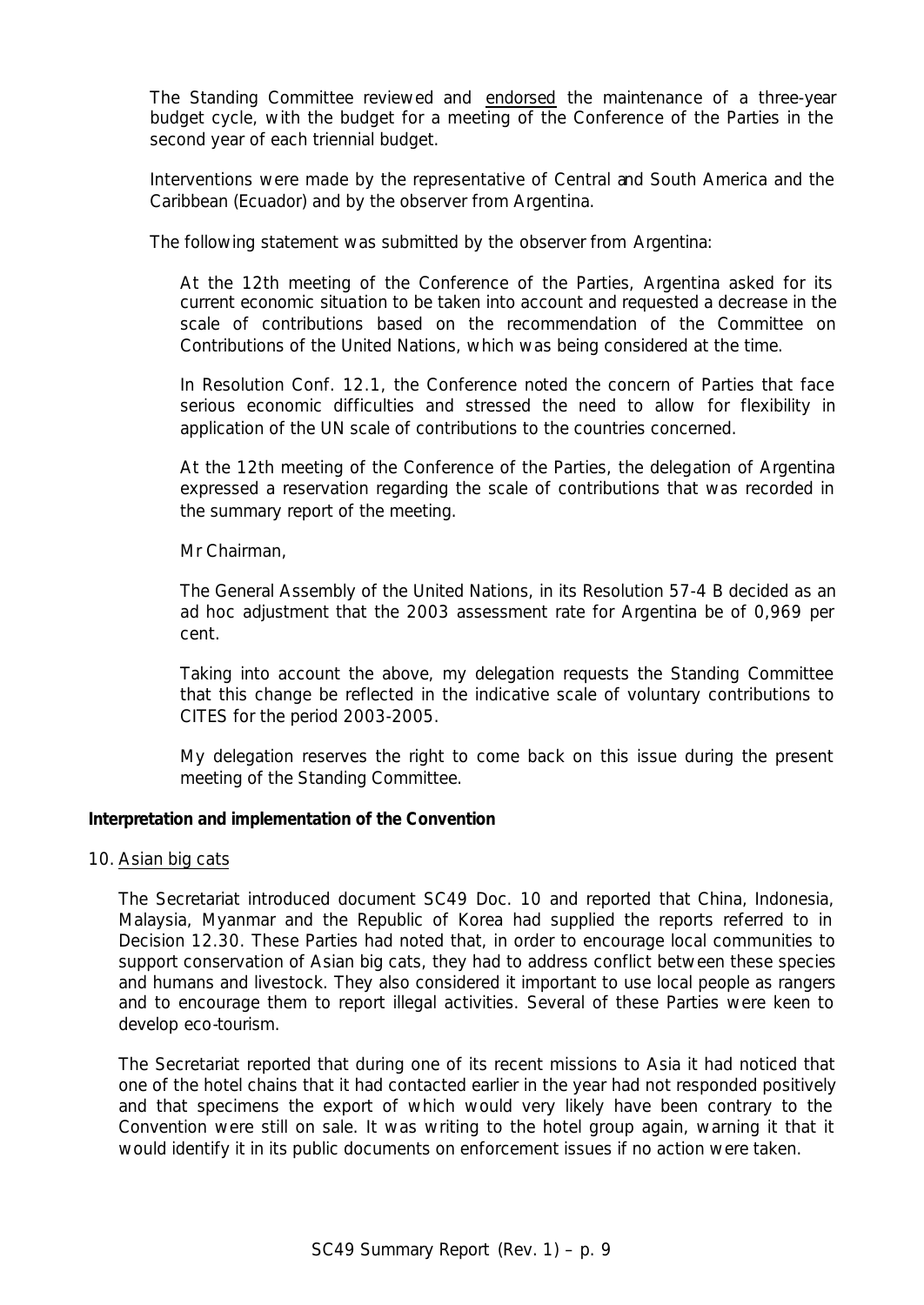The Standing Committee reviewed and endorsed the maintenance of a three-year budget cycle, with the budget for a meeting of the Conference of the Parties in the second year of each triennial budget.

Interventions were made by the representative of Central and South America and the Caribbean (Ecuador) and by the observer from Argentina.

The following statement was submitted by the observer from Argentina:

> At the 12th meeting of the Conference of the Parties, Argentina asked for its current economic situation to be taken into account and requested a decrease in the scale of contributions based on the recommendation of the Committee on Contributions of the United Nations, which was being considered at the time.
>
> In Resolution Conf. 12.1, the Conference noted the concern of Parties that face serious economic difficulties and stressed the need to allow for flexibility in application of the UN scale of contributions to the countries concerned.
>
> At the 12th meeting of the Conference of the Parties, the delegation of Argentina expressed a reservation regarding the scale of contributions that was recorded in the summary report of the meeting.
>
> Mr Chairman,
>
> The General Assembly of the United Nations, in its Resolution 57-4 B decided as an ad hoc adjustment that the 2003 assessment rate for Argentina be of 0,969 per cent.
>
> Taking into account the above, my delegation requests the Standing Committee that this change be reflected in the indicative scale of voluntary contributions to CITES for the period 2003-2005.
>
> My delegation reserves the right to come back on this issue during the present meeting of the Standing Committee.

**Interpretation and implementation of the Convention**

10. Asian big cats

The Secretariat introduced document SC49 Doc. 10 and reported that China, Indonesia, Malaysia, Myanmar and the Republic of Korea had supplied the reports referred to in Decision 12.30. These Parties had noted that, in order to encourage local communities to support conservation of Asian big cats, they had to address conflict between these species and humans and livestock. They also considered it important to use local people as rangers and to encourage them to report illegal activities. Several of these Parties were keen to develop eco-tourism.

The Secretariat reported that during one of its recent missions to Asia it had noticed that one of the hotel chains that it had contacted earlier in the year had not responded positively and that specimens the export of which would very likely have been contrary to the Convention were still on sale. It was writing to the hotel group again, warning it that it would identify it in its public documents on enforcement issues if no action were taken.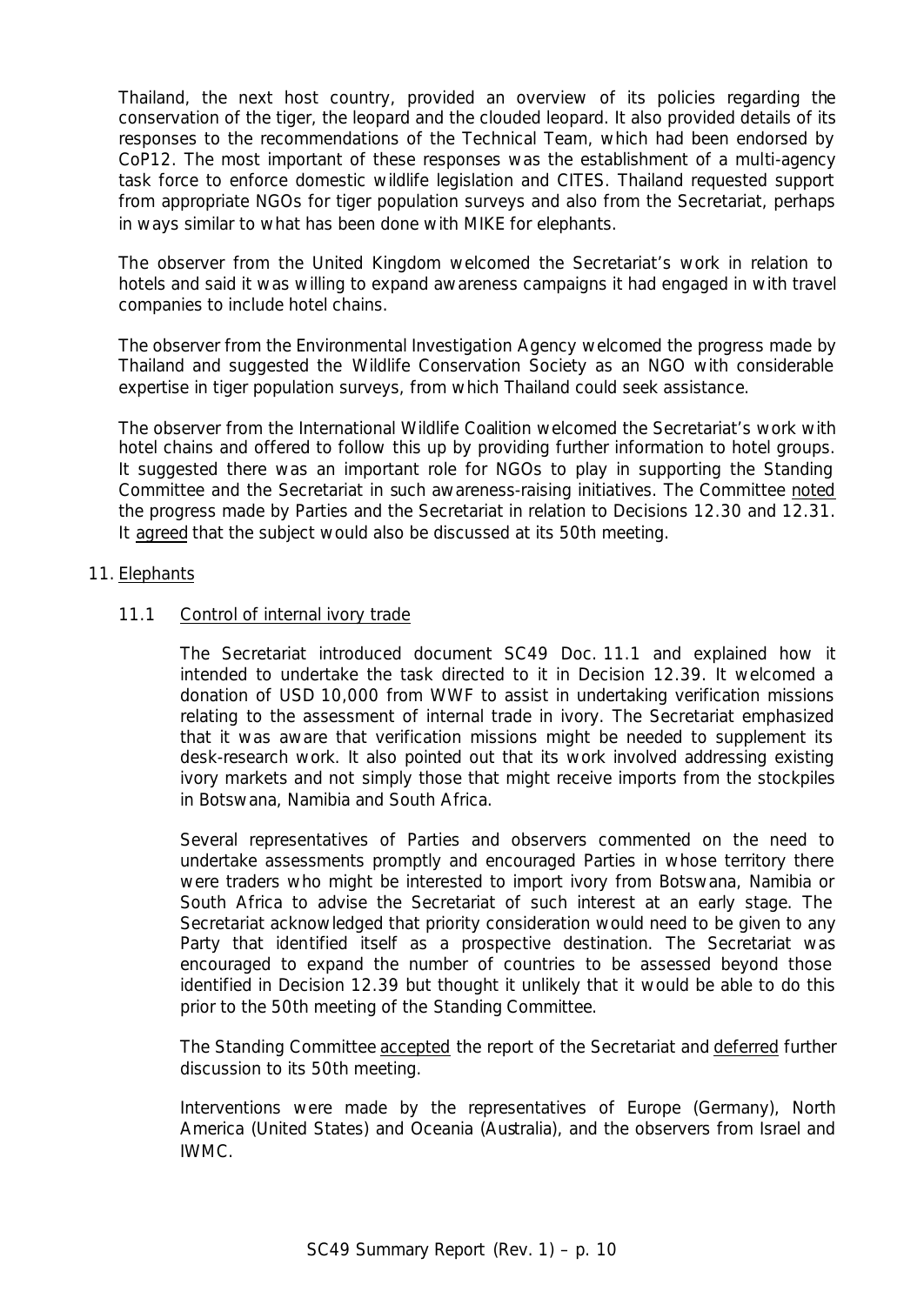Thailand, the next host country, provided an overview of its policies regarding the conservation of the tiger, the leopard and the clouded leopard. It also provided details of its responses to the recommendations of the Technical Team, which had been endorsed by CoP12. The most important of these responses was the establishment of a multi-agency task force to enforce domestic wildlife legislation and CITES. Thailand requested support from appropriate NGOs for tiger population surveys and also from the Secretariat, perhaps in ways similar to what has been done with MIKE for elephants.

The observer from the United Kingdom welcomed the Secretariat's work in relation to hotels and said it was willing to expand awareness campaigns it had engaged in with travel companies to include hotel chains.

The observer from the Environmental Investigation Agency welcomed the progress made by Thailand and suggested the Wildlife Conservation Society as an NGO with considerable expertise in tiger population surveys, from which Thailand could seek assistance.

The observer from the International Wildlife Coalition welcomed the Secretariat's work with hotel chains and offered to follow this up by providing further information to hotel groups. It suggested there was an important role for NGOs to play in supporting the Standing Committee and the Secretariat in such awareness-raising initiatives. The Committee noted the progress made by Parties and the Secretariat in relation to Decisions 12.30 and 12.31. It agreed that the subject would also be discussed at its 50th meeting.

## 11. Elephants

### 11.1 Control of internal ivory trade

The Secretariat introduced document SC49 Doc. 11.1 and explained how it intended to undertake the task directed to it in Decision 12.39. It welcomed a donation of USD 10,000 from WWF to assist in undertaking verification missions relating to the assessment of internal trade in ivory. The Secretariat emphasized that it was aware that verification missions might be needed to supplement its desk-research work. It also pointed out that its work involved addressing existing ivory markets and not simply those that might receive imports from the stockpiles in Botswana, Namibia and South Africa.

Several representatives of Parties and observers commented on the need to undertake assessments promptly and encouraged Parties in whose territory there were traders who might be interested to import ivory from Botswana, Namibia or South Africa to advise the Secretariat of such interest at an early stage. The Secretariat acknowledged that priority consideration would need to be given to any Party that identified itself as a prospective destination. The Secretariat was encouraged to expand the number of countries to be assessed beyond those identified in Decision 12.39 but thought it unlikely that it would be able to do this prior to the 50th meeting of the Standing Committee.

The Standing Committee accepted the report of the Secretariat and deferred further discussion to its 50th meeting.

Interventions were made by the representatives of Europe (Germany), North America (United States) and Oceania (Australia), and the observers from Israel and IWMC.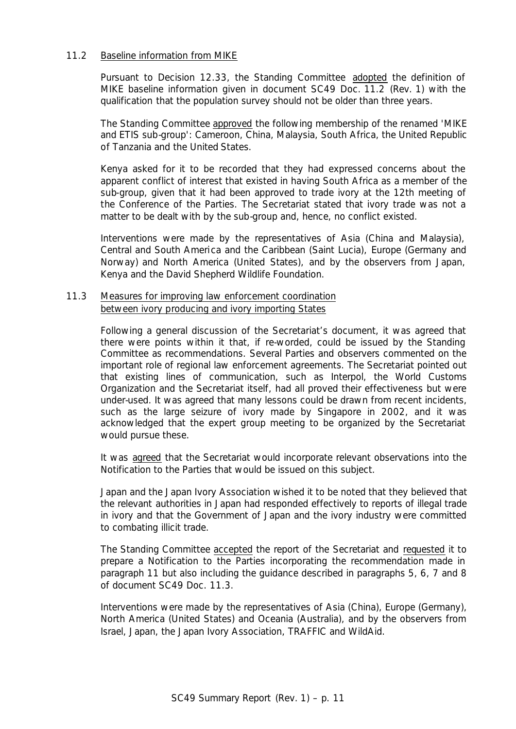### 11.2 Baseline information from MIKE

Pursuant to Decision 12.33, the Standing Committee adopted the definition of MIKE baseline information given in document SC49 Doc. 11.2 (Rev. 1) with the qualification that the population survey should not be older than three years.

The Standing Committee approved the following membership of the renamed 'MIKE and ETIS sub-group': Cameroon, China, Malaysia, South Africa, the United Republic of Tanzania and the United States.

Kenya asked for it to be recorded that they had expressed concerns about the apparent conflict of interest that existed in having South Africa as a member of the sub-group, given that it had been approved to trade ivory at the 12th meeting of the Conference of the Parties. The Secretariat stated that ivory trade was not a matter to be dealt with by the sub-group and, hence, no conflict existed.

Interventions were made by the representatives of Asia (China and Malaysia), Central and South America and the Caribbean (Saint Lucia), Europe (Germany and Norway) and North America (United States), and by the observers from Japan, Kenya and the David Shepherd Wildlife Foundation.

### 11.3 Measures for improving law enforcement coordination between ivory producing and ivory importing States

Following a general discussion of the Secretariat's document, it was agreed that there were points within it that, if re-worded, could be issued by the Standing Committee as recommendations. Several Parties and observers commented on the important role of regional law enforcement agreements. The Secretariat pointed out that existing lines of communication, such as Interpol, the World Customs Organization and the Secretariat itself, had all proved their effectiveness but were under-used. It was agreed that many lessons could be drawn from recent incidents, such as the large seizure of ivory made by Singapore in 2002, and it was acknowledged that the expert group meeting to be organized by the Secretariat would pursue these.

It was agreed that the Secretariat would incorporate relevant observations into the Notification to the Parties that would be issued on this subject.

Japan and the Japan Ivory Association wished it to be noted that they believed that the relevant authorities in Japan had responded effectively to reports of illegal trade in ivory and that the Government of Japan and the ivory industry were committed to combating illicit trade.

The Standing Committee accepted the report of the Secretariat and requested it to prepare a Notification to the Parties incorporating the recommendation made in paragraph 11 but also including the guidance described in paragraphs 5, 6, 7 and 8 of document SC49 Doc. 11.3.

Interventions were made by the representatives of Asia (China), Europe (Germany), North America (United States) and Oceania (Australia), and by the observers from Israel, Japan, the Japan Ivory Association, TRAFFIC and WildAid.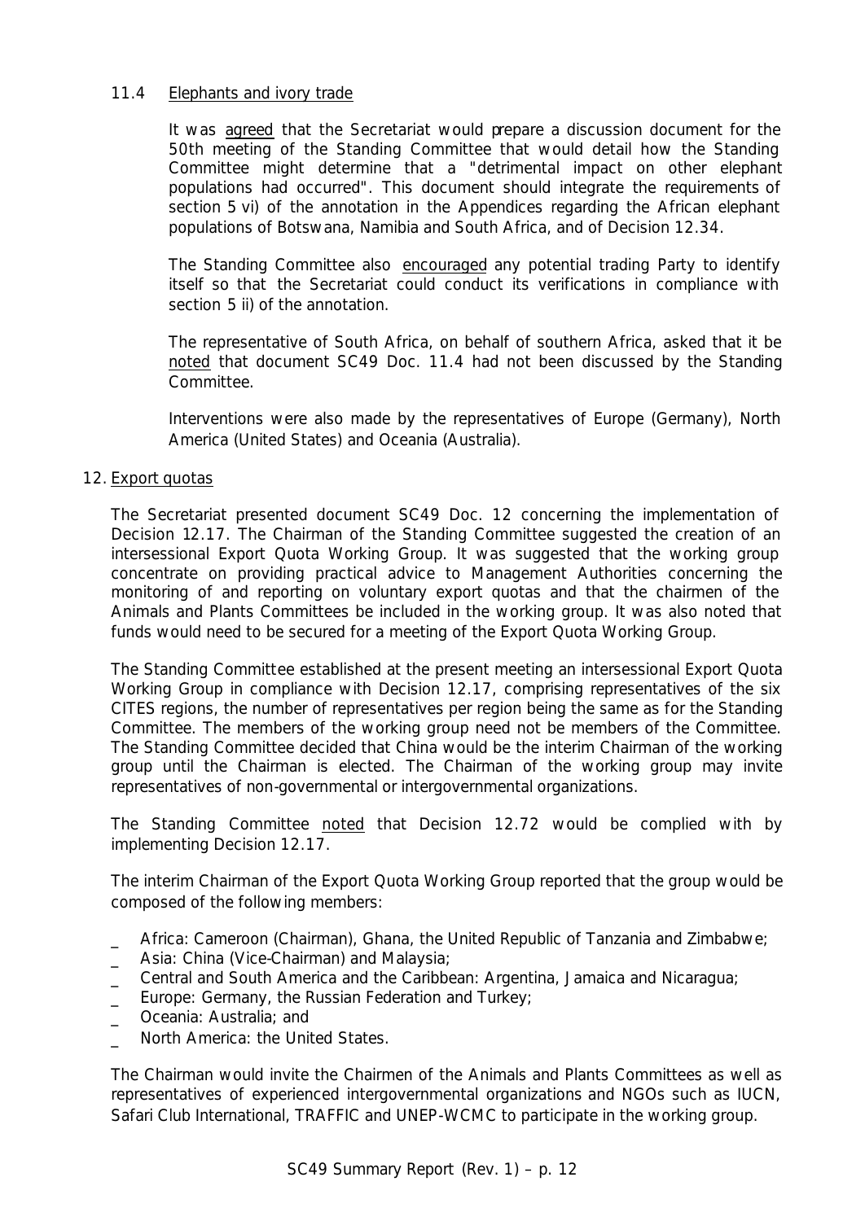### 11.4 Elephants and ivory trade

It was agreed that the Secretariat would prepare a discussion document for the 50th meeting of the Standing Committee that would detail how the Standing Committee might determine that a "detrimental impact on other elephant populations had occurred". This document should integrate the requirements of section 5 vi) of the annotation in the Appendices regarding the African elephant populations of Botswana, Namibia and South Africa, and of Decision 12.34.

The Standing Committee also encouraged any potential trading Party to identify itself so that the Secretariat could conduct its verifications in compliance with section 5 ii) of the annotation.

The representative of South Africa, on behalf of southern Africa, asked that it be noted that document SC49 Doc. 11.4 had not been discussed by the Standing Committee.

Interventions were also made by the representatives of Europe (Germany), North America (United States) and Oceania (Australia).

## 12. Export quotas

The Secretariat presented document SC49 Doc. 12 concerning the implementation of Decision 12.17. The Chairman of the Standing Committee suggested the creation of an intersessional Export Quota Working Group. It was suggested that the working group concentrate on providing practical advice to Management Authorities concerning the monitoring of and reporting on voluntary export quotas and that the chairmen of the Animals and Plants Committees be included in the working group. It was also noted that funds would need to be secured for a meeting of the Export Quota Working Group.

The Standing Committee established at the present meeting an intersessional Export Quota Working Group in compliance with Decision 12.17, comprising representatives of the six CITES regions, the number of representatives per region being the same as for the Standing Committee. The members of the working group need not be members of the Committee. The Standing Committee decided that China would be the interim Chairman of the working group until the Chairman is elected. The Chairman of the working group may invite representatives of non-governmental or intergovernmental organizations.

The Standing Committee noted that Decision 12.72 would be complied with by implementing Decision 12.17.

The interim Chairman of the Export Quota Working Group reported that the group would be composed of the following members:

- Africa: Cameroon (Chairman), Ghana, the United Republic of Tanzania and Zimbabwe;
- Asia: China (Vice-Chairman) and Malaysia;
- Central and South America and the Caribbean: Argentina, Jamaica and Nicaragua;
- Europe: Germany, the Russian Federation and Turkey;
- Oceania: Australia; and
- North America: the United States.

The Chairman would invite the Chairmen of the Animals and Plants Committees as well as representatives of experienced intergovernmental organizations and NGOs such as IUCN, Safari Club International, TRAFFIC and UNEP-WCMC to participate in the working group.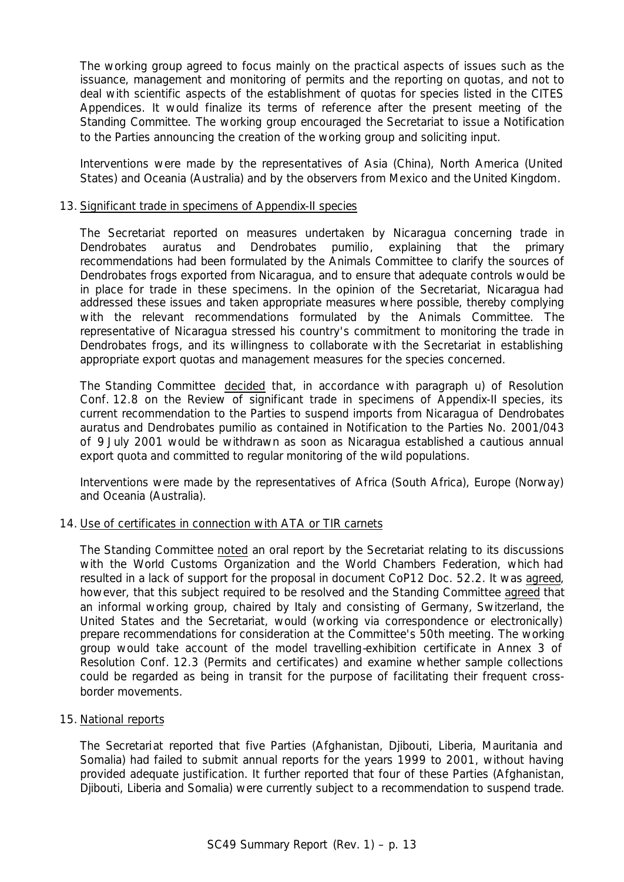The working group agreed to focus mainly on the practical aspects of issues such as the issuance, management and monitoring of permits and the reporting on quotas, and not to deal with scientific aspects of the establishment of quotas for species listed in the CITES Appendices. It would finalize its terms of reference after the present meeting of the Standing Committee. The working group encouraged the Secretariat to issue a Notification to the Parties announcing the creation of the working group and soliciting input.

Interventions were made by the representatives of Asia (China), North America (United States) and Oceania (Australia) and by the observers from Mexico and the United Kingdom.

13. Significant trade in specimens of Appendix-II species

The Secretariat reported on measures undertaken by Nicaragua concerning trade in *Dendrobates auratus* and *Dendrobates pumilio*, explaining that the primary recommendations had been formulated by the Animals Committee to clarify the sources of *Dendrobates* frogs exported from Nicaragua, and to ensure that adequate controls would be in place for trade in these specimens. In the opinion of the Secretariat, Nicaragua had addressed these issues and taken appropriate measures where possible, thereby complying with the relevant recommendations formulated by the Animals Committee. The representative of Nicaragua stressed his country's commitment to monitoring the trade in *Dendrobates* frogs, and its willingness to collaborate with the Secretariat in establishing appropriate export quotas and management measures for the species concerned.

The Standing Committee decided that, in accordance with paragraph u) of Resolution Conf. 12.8 on the Review of significant trade in specimens of Appendix-II species, its current recommendation to the Parties to suspend imports from Nicaragua of *Dendrobates auratus* and *Dendrobates pumilio* as contained in Notification to the Parties No. 2001/043 of 9 July 2001 would be withdrawn as soon as Nicaragua established a cautious annual export quota and committed to regular monitoring of the wild populations.

Interventions were made by the representatives of Africa (South Africa), Europe (Norway) and Oceania (Australia).

14. Use of certificates in connection with ATA or TIR carnets

The Standing Committee noted an oral report by the Secretariat relating to its discussions with the World Customs Organization and the World Chambers Federation, which had resulted in a lack of support for the proposal in document CoP12 Doc. 52.2. It was agreed, however, that this subject required to be resolved and the Standing Committee agreed that an informal working group, chaired by Italy and consisting of Germany, Switzerland, the United States and the Secretariat, would (working via correspondence or electronically) prepare recommendations for consideration at the Committee's 50th meeting. The working group would take account of the model travelling-exhibition certificate in Annex 3 of Resolution Conf. 12.3 (Permits and certificates) and examine whether sample collections could be regarded as being in transit for the purpose of facilitating their frequent cross-border movements.

15. National reports

The Secretariat reported that five Parties (Afghanistan, Djibouti, Liberia, Mauritania and Somalia) had failed to submit annual reports for the years 1999 to 2001, without having provided adequate justification. It further reported that four of these Parties (Afghanistan, Djibouti, Liberia and Somalia) were currently subject to a recommendation to suspend trade.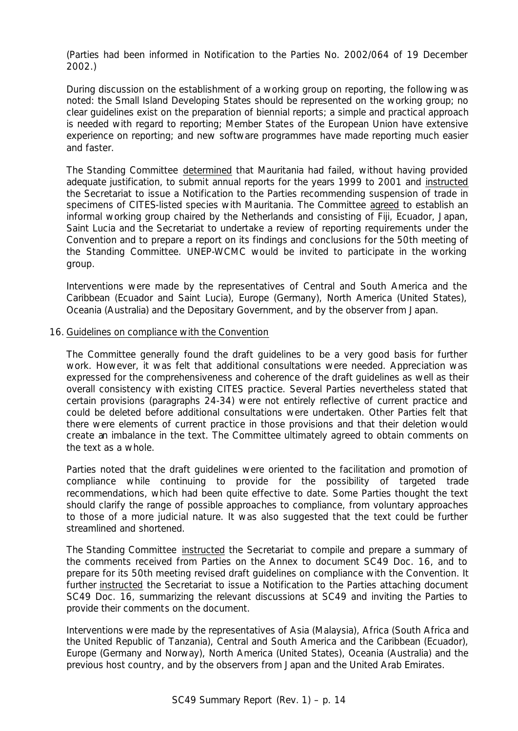(Parties had been informed in Notification to the Parties No. 2002/064 of 19 December 2002.)

During discussion on the establishment of a working group on reporting, the following was noted: the Small Island Developing States should be represented on the working group; no clear guidelines exist on the preparation of biennial reports; a simple and practical approach is needed with regard to reporting; Member States of the European Union have extensive experience on reporting; and new software programmes have made reporting much easier and faster.

The Standing Committee determined that Mauritania had failed, without having provided adequate justification, to submit annual reports for the years 1999 to 2001 and instructed the Secretariat to issue a Notification to the Parties recommending suspension of trade in specimens of CITES-listed species with Mauritania. The Committee agreed to establish an informal working group chaired by the Netherlands and consisting of Fiji, Ecuador, Japan, Saint Lucia and the Secretariat to undertake a review of reporting requirements under the Convention and to prepare a report on its findings and conclusions for the 50th meeting of the Standing Committee. UNEP-WCMC would be invited to participate in the working group.

Interventions were made by the representatives of Central and South America and the Caribbean (Ecuador and Saint Lucia), Europe (Germany), North America (United States), Oceania (Australia) and the Depositary Government, and by the observer from Japan.

16. Guidelines on compliance with the Convention

The Committee generally found the draft guidelines to be a very good basis for further work. However, it was felt that additional consultations were needed. Appreciation was expressed for the comprehensiveness and coherence of the draft guidelines as well as their overall consistency with existing CITES practice. Several Parties nevertheless stated that certain provisions (paragraphs 24-34) were not entirely reflective of current practice and could be deleted before additional consultations were undertaken. Other Parties felt that there were elements of current practice in those provisions and that their deletion would create an imbalance in the text. The Committee ultimately agreed to obtain comments on the text as a whole.

Parties noted that the draft guidelines were oriented to the facilitation and promotion of compliance while continuing to provide for the possibility of targeted trade recommendations, which had been quite effective to date. Some Parties thought the text should clarify the range of possible approaches to compliance, from voluntary approaches to those of a more judicial nature. It was also suggested that the text could be further streamlined and shortened.

The Standing Committee instructed the Secretariat to compile and prepare a summary of the comments received from Parties on the Annex to document SC49 Doc. 16, and to prepare for its 50th meeting revised draft guidelines on compliance with the Convention. It further instructed the Secretariat to issue a Notification to the Parties attaching document SC49 Doc. 16, summarizing the relevant discussions at SC49 and inviting the Parties to provide their comments on the document.

Interventions were made by the representatives of Asia (Malaysia), Africa (South Africa and the United Republic of Tanzania), Central and South America and the Caribbean (Ecuador), Europe (Germany and Norway), North America (United States), Oceania (Australia) and the previous host country, and by the observers from Japan and the United Arab Emirates.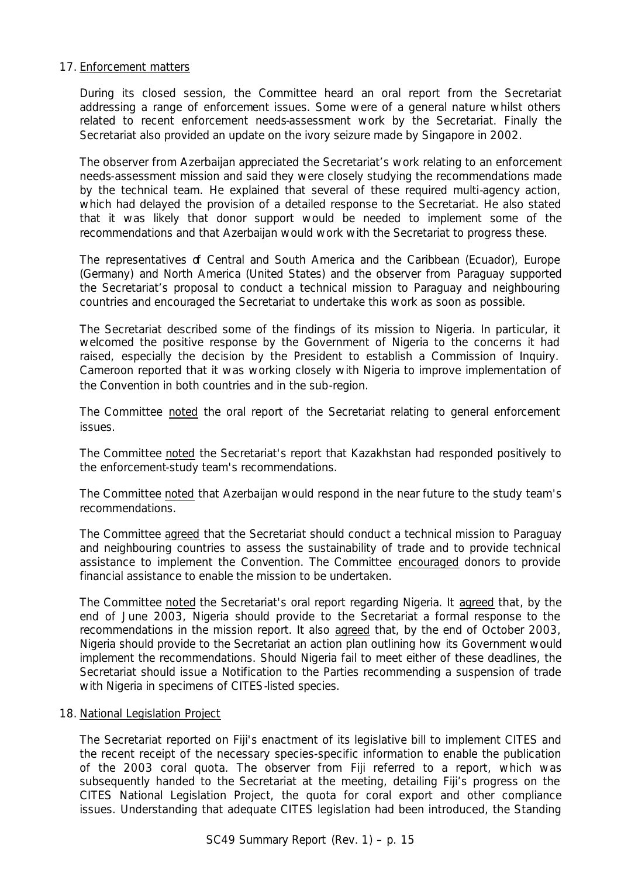17. Enforcement matters

During its closed session, the Committee heard an oral report from the Secretariat addressing a range of enforcement issues. Some were of a general nature whilst others related to recent enforcement needs-assessment work by the Secretariat. Finally the Secretariat also provided an update on the ivory seizure made by Singapore in 2002.

The observer from Azerbaijan appreciated the Secretariat's work relating to an enforcement needs-assessment mission and said they were closely studying the recommendations made by the technical team. He explained that several of these required multi-agency action, which had delayed the provision of a detailed response to the Secretariat. He also stated that it was likely that donor support would be needed to implement some of the recommendations and that Azerbaijan would work with the Secretariat to progress these.

The representatives of Central and South America and the Caribbean (Ecuador), Europe (Germany) and North America (United States) and the observer from Paraguay supported the Secretariat's proposal to conduct a technical mission to Paraguay and neighbouring countries and encouraged the Secretariat to undertake this work as soon as possible.

The Secretariat described some of the findings of its mission to Nigeria. In particular, it welcomed the positive response by the Government of Nigeria to the concerns it had raised, especially the decision by the President to establish a Commission of Inquiry. Cameroon reported that it was working closely with Nigeria to improve implementation of the Convention in both countries and in the sub-region.

The Committee noted the oral report of the Secretariat relating to general enforcement issues.

The Committee noted the Secretariat's report that Kazakhstan had responded positively to the enforcement-study team's recommendations.

The Committee noted that Azerbaijan would respond in the near future to the study team's recommendations.

The Committee agreed that the Secretariat should conduct a technical mission to Paraguay and neighbouring countries to assess the sustainability of trade and to provide technical assistance to implement the Convention. The Committee encouraged donors to provide financial assistance to enable the mission to be undertaken.

The Committee noted the Secretariat's oral report regarding Nigeria. It agreed that, by the end of June 2003, Nigeria should provide to the Secretariat a formal response to the recommendations in the mission report. It also agreed that, by the end of October 2003, Nigeria should provide to the Secretariat an action plan outlining how its Government would implement the recommendations. Should Nigeria fail to meet either of these deadlines, the Secretariat should issue a Notification to the Parties recommending a suspension of trade with Nigeria in specimens of CITES-listed species.

18. National Legislation Project

The Secretariat reported on Fiji's enactment of its legislative bill to implement CITES and the recent receipt of the necessary species-specific information to enable the publication of the 2003 coral quota. The observer from Fiji referred to a report, which was subsequently handed to the Secretariat at the meeting, detailing Fiji's progress on the CITES National Legislation Project, the quota for coral export and other compliance issues. Understanding that adequate CITES legislation had been introduced, the Standing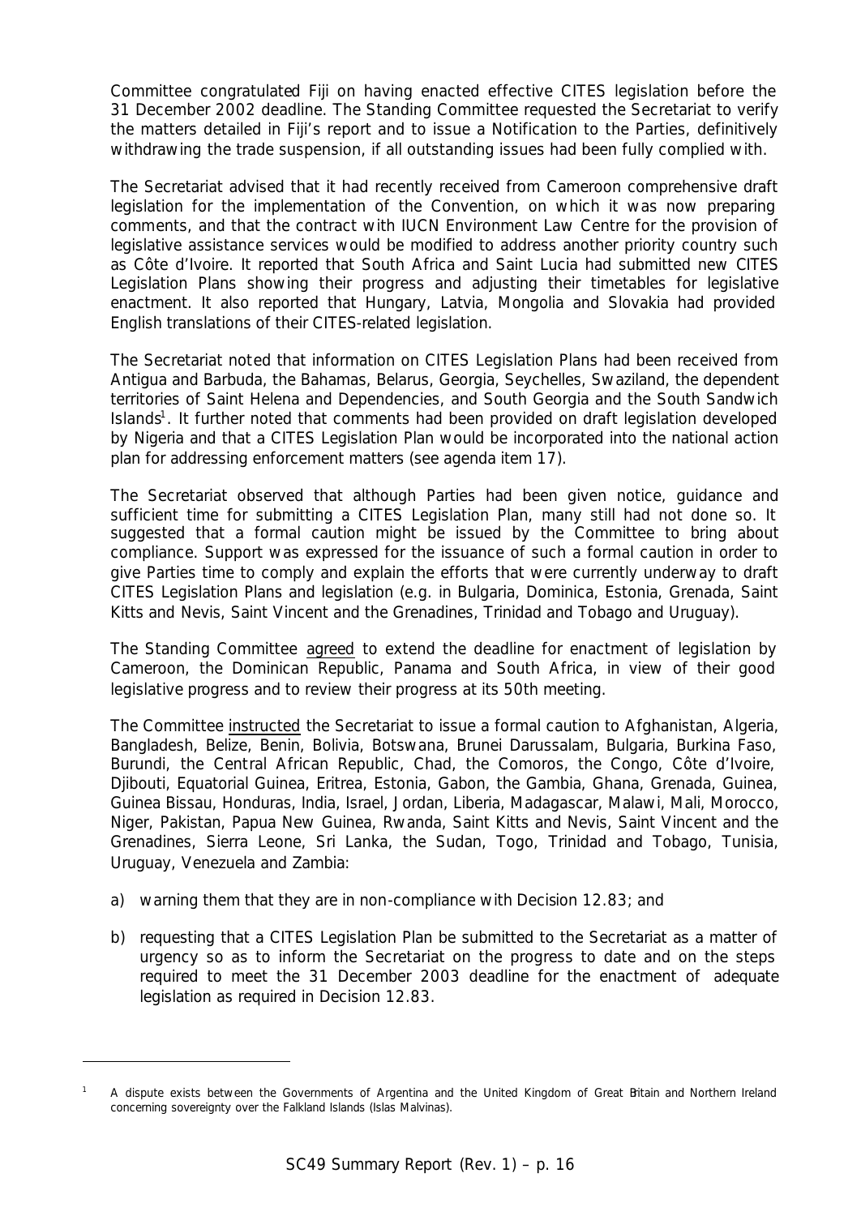Committee congratulated Fiji on having enacted effective CITES legislation before the 31 December 2002 deadline. The Standing Committee requested the Secretariat to verify the matters detailed in Fiji's report and to issue a Notification to the Parties, definitively withdrawing the trade suspension, if all outstanding issues had been fully complied with.

The Secretariat advised that it had recently received from Cameroon comprehensive draft legislation for the implementation of the Convention, on which it was now preparing comments, and that the contract with IUCN Environment Law Centre for the provision of legislative assistance services would be modified to address another priority country such as Côte d'Ivoire. It reported that South Africa and Saint Lucia had submitted new CITES Legislation Plans showing their progress and adjusting their timetables for legislative enactment. It also reported that Hungary, Latvia, Mongolia and Slovakia had provided English translations of their CITES-related legislation.

The Secretariat noted that information on CITES Legislation Plans had been received from Antigua and Barbuda, the Bahamas, Belarus, Georgia, Seychelles, Swaziland, the dependent territories of Saint Helena and Dependencies, and South Georgia and the South Sandwich Islands[1]. It further noted that comments had been provided on draft legislation developed by Nigeria and that a CITES Legislation Plan would be incorporated into the national action plan for addressing enforcement matters (see agenda item 17).

The Secretariat observed that although Parties had been given notice, guidance and sufficient time for submitting a CITES Legislation Plan, many still had not done so. It suggested that a formal caution might be issued by the Committee to bring about compliance. Support was expressed for the issuance of such a formal caution in order to give Parties time to comply and explain the efforts that were currently underway to draft CITES Legislation Plans and legislation (e.g. in Bulgaria, Dominica, Estonia, Grenada, Saint Kitts and Nevis, Saint Vincent and the Grenadines, Trinidad and Tobago and Uruguay).

The Standing Committee agreed to extend the deadline for enactment of legislation by Cameroon, the Dominican Republic, Panama and South Africa, in view of their good legislative progress and to review their progress at its 50th meeting.

The Committee instructed the Secretariat to issue a formal caution to Afghanistan, Algeria, Bangladesh, Belize, Benin, Bolivia, Botswana, Brunei Darussalam, Bulgaria, Burkina Faso, Burundi, the Central African Republic, Chad, the Comoros, the Congo, Côte d'Ivoire, Djibouti, Equatorial Guinea, Eritrea, Estonia, Gabon, the Gambia, Ghana, Grenada, Guinea, Guinea Bissau, Honduras, India, Israel, Jordan, Liberia, Madagascar, Malawi, Mali, Morocco, Niger, Pakistan, Papua New Guinea, Rwanda, Saint Kitts and Nevis, Saint Vincent and the Grenadines, Sierra Leone, Sri Lanka, the Sudan, Togo, Trinidad and Tobago, Tunisia, Uruguay, Venezuela and Zambia:

a) warning them that they are in non-compliance with Decision 12.83; and

b) requesting that a CITES Legislation Plan be submitted to the Secretariat as a matter of urgency so as to inform the Secretariat on the progress to date and on the steps required to meet the 31 December 2003 deadline for the enactment of adequate legislation as required in Decision 12.83.

---

[1] A dispute exists between the Governments of Argentina and the United Kingdom of Great Britain and Northern Ireland concerning sovereignty over the Falkland Islands (Islas Malvinas).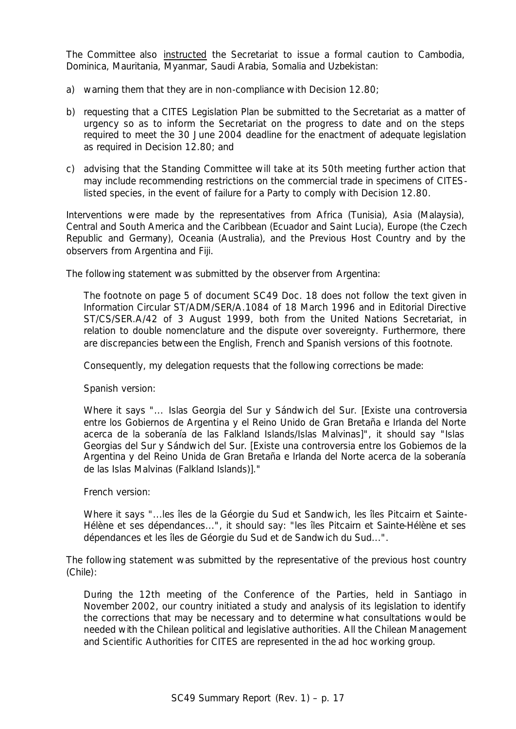The Committee also instructed the Secretariat to issue a formal caution to Cambodia, Dominica, Mauritania, Myanmar, Saudi Arabia, Somalia and Uzbekistan:

a) warning them that they are in non-compliance with Decision 12.80;

b) requesting that a CITES Legislation Plan be submitted to the Secretariat as a matter of urgency so as to inform the Secretariat on the progress to date and on the steps required to meet the 30 June 2004 deadline for the enactment of adequate legislation as required in Decision 12.80; and

c) advising that the Standing Committee will take at its 50th meeting further action that may include recommending restrictions on the commercial trade in specimens of CITES-listed species, in the event of failure for a Party to comply with Decision 12.80.

Interventions were made by the representatives from Africa (Tunisia), Asia (Malaysia), Central and South America and the Caribbean (Ecuador and Saint Lucia), Europe (the Czech Republic and Germany), Oceania (Australia), and the Previous Host Country and by the observers from Argentina and Fiji.

The following statement was submitted by the observer from Argentina:

> The footnote on page 5 of document SC49 Doc. 18 does not follow the text given in Information Circular ST/ADM/SER/A.1084 of 18 March 1996 and in Editorial Directive ST/CS/SER.A/42 of 3 August 1999, both from the United Nations Secretariat, in relation to double nomenclature and the dispute over sovereignty. Furthermore, there are discrepancies between the English, French and Spanish versions of this footnote.
>
> Consequently, my delegation requests that the following corrections be made:
>
> Spanish version:
>
> Where it says "... Islas Georgia del Sur y Sándwich del Sur. [Existe una controversia entre los Gobiernos de Argentina y el Reino Unido de Gran Bretaña e Irlanda del Norte acerca de la soberanía de las Falkland Islands/Islas Malvinas]", it should say "Islas Georgias del Sur y Sándwich del Sur. [Existe una controversia entre los Gobiernos de la Argentina y del Reino Unida de Gran Bretaña e Irlanda del Norte acerca de la soberanía de las Islas Malvinas (Falkland Islands)]."
>
> French version:
>
> Where it says "...les îles de la Géorgie du Sud et Sandwich, les îles Pitcairn et Sainte-Hélène et ses dépendances...", it should say: "les îles Pitcairn et Sainte-Hélène et ses dépendances et les îles de Géorgie du Sud et de Sandwich du Sud...".

The following statement was submitted by the representative of the previous host country (Chile):

> During the 12th meeting of the Conference of the Parties, held in Santiago in November 2002, our country initiated a study and analysis of its legislation to identify the corrections that may be necessary and to determine what consultations would be needed with the Chilean political and legislative authorities. All the Chilean Management and Scientific Authorities for CITES are represented in the ad hoc working group.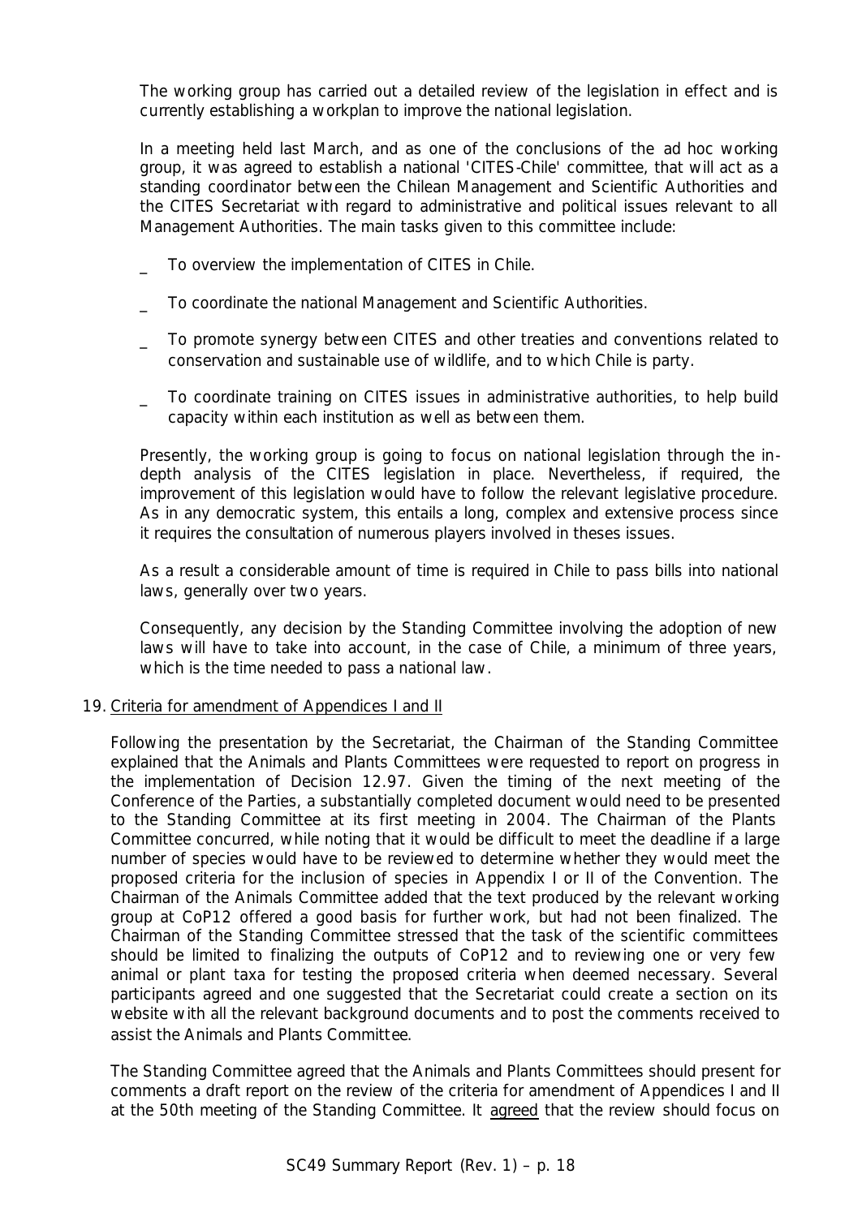The working group has carried out a detailed review of the legislation in effect and is currently establishing a workplan to improve the national legislation.

In a meeting held last March, and as one of the conclusions of the ad hoc working group, it was agreed to establish a national 'CITES-Chile' committee, that will act as a standing coordinator between the Chilean Management and Scientific Authorities and the CITES Secretariat with regard to administrative and political issues relevant to all Management Authorities. The main tasks given to this committee include:

- To overview the implementation of CITES in Chile.
- To coordinate the national Management and Scientific Authorities.
- To promote synergy between CITES and other treaties and conventions related to conservation and sustainable use of wildlife, and to which Chile is party.
- To coordinate training on CITES issues in administrative authorities, to help build capacity within each institution as well as between them.

Presently, the working group is going to focus on national legislation through the in-depth analysis of the CITES legislation in place. Nevertheless, if required, the improvement of this legislation would have to follow the relevant legislative procedure. As in any democratic system, this entails a long, complex and extensive process since it requires the consultation of numerous players involved in theses issues.

As a result a considerable amount of time is required in Chile to pass bills into national laws, generally over two years.

Consequently, any decision by the Standing Committee involving the adoption of new laws will have to take into account, in the case of Chile, a minimum of three years, which is the time needed to pass a national law.

19. Criteria for amendment of Appendices I and II

Following the presentation by the Secretariat, the Chairman of the Standing Committee explained that the Animals and Plants Committees were requested to report on progress in the implementation of Decision 12.97. Given the timing of the next meeting of the Conference of the Parties, a substantially completed document would need to be presented to the Standing Committee at its first meeting in 2004. The Chairman of the Plants Committee concurred, while noting that it would be difficult to meet the deadline if a large number of species would have to be reviewed to determine whether they would meet the proposed criteria for the inclusion of species in Appendix I or II of the Convention. The Chairman of the Animals Committee added that the text produced by the relevant working group at CoP12 offered a good basis for further work, but had not been finalized. The Chairman of the Standing Committee stressed that the task of the scientific committees should be limited to finalizing the outputs of CoP12 and to reviewing one or very few animal or plant taxa for testing the proposed criteria when deemed necessary. Several participants agreed and one suggested that the Secretariat could create a section on its website with all the relevant background documents and to post the comments received to assist the Animals and Plants Committee.

The Standing Committee agreed that the Animals and Plants Committees should present for comments a draft report on the review of the criteria for amendment of Appendices I and II at the 50th meeting of the Standing Committee. It agreed that the review should focus on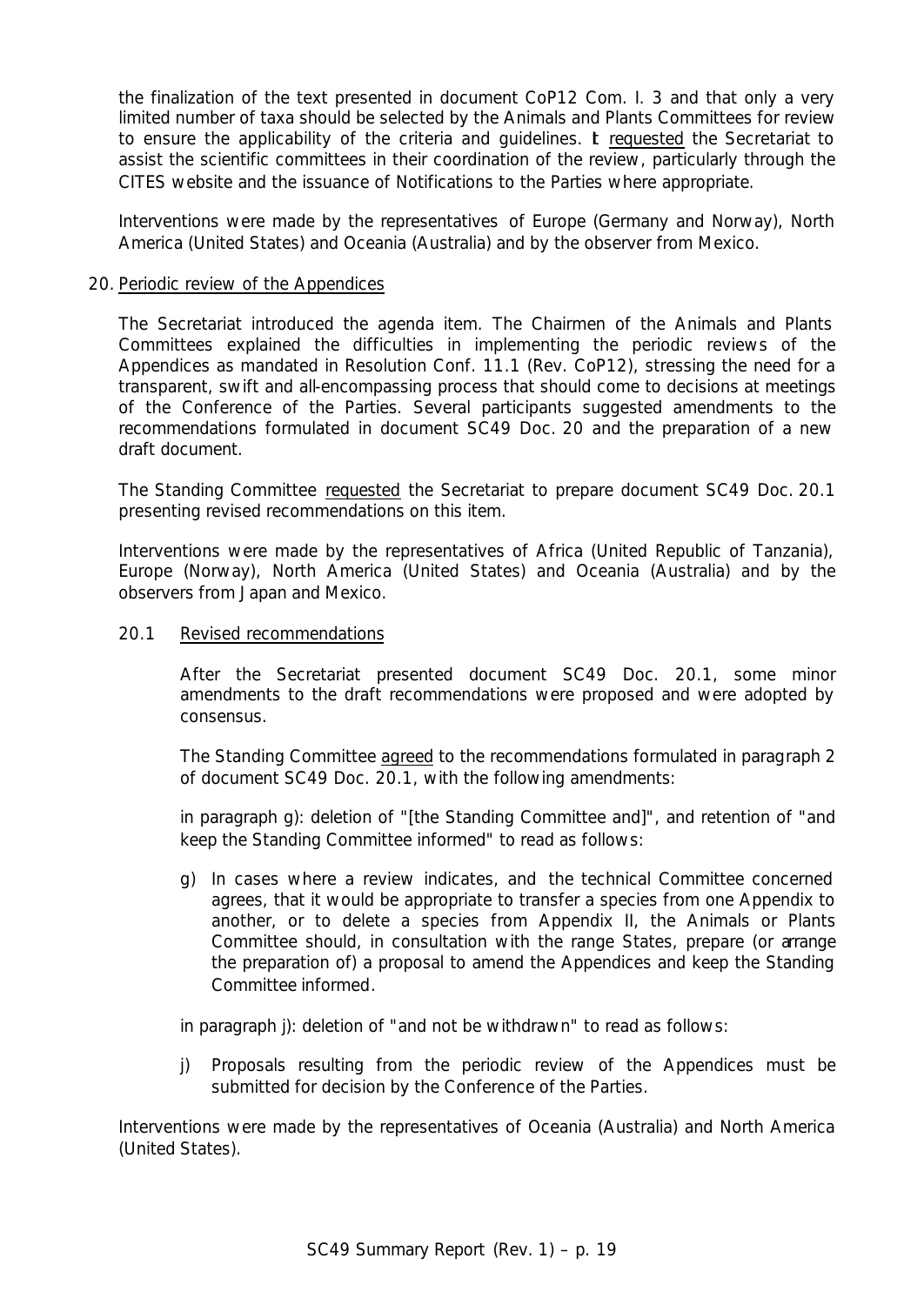the finalization of the text presented in document CoP12 Com. I. 3 and that only a very limited number of taxa should be selected by the Animals and Plants Committees for review to ensure the applicability of the criteria and guidelines. It requested the Secretariat to assist the scientific committees in their coordination of the review, particularly through the CITES website and the issuance of Notifications to the Parties where appropriate.

Interventions were made by the representatives of Europe (Germany and Norway), North America (United States) and Oceania (Australia) and by the observer from Mexico.

20. Periodic review of the Appendices

The Secretariat introduced the agenda item. The Chairmen of the Animals and Plants Committees explained the difficulties in implementing the periodic reviews of the Appendices as mandated in Resolution Conf. 11.1 (Rev. CoP12), stressing the need for a transparent, swift and all-encompassing process that should come to decisions at meetings of the Conference of the Parties. Several participants suggested amendments to the recommendations formulated in document SC49 Doc. 20 and the preparation of a new draft document.

The Standing Committee requested the Secretariat to prepare document SC49 Doc. 20.1 presenting revised recommendations on this item.

Interventions were made by the representatives of Africa (United Republic of Tanzania), Europe (Norway), North America (United States) and Oceania (Australia) and by the observers from Japan and Mexico.

20.1 Revised recommendations

After the Secretariat presented document SC49 Doc. 20.1, some minor amendments to the draft recommendations were proposed and were adopted by consensus.

The Standing Committee agreed to the recommendations formulated in paragraph 2 of document SC49 Doc. 20.1, with the following amendments:

in paragraph g): deletion of "[the Standing Committee and]", and retention of "and keep the Standing Committee informed" to read as follows:

g) In cases where a review indicates, and the technical Committee concerned agrees, that it would be appropriate to transfer a species from one Appendix to another, or to delete a species from Appendix II, the Animals or Plants Committee should, in consultation with the range States, prepare (or arrange the preparation of) a proposal to amend the Appendices and keep the Standing Committee informed.

in paragraph j): deletion of "and not be withdrawn" to read as follows:

j) Proposals resulting from the periodic review of the Appendices must be submitted for decision by the Conference of the Parties.

Interventions were made by the representatives of Oceania (Australia) and North America (United States).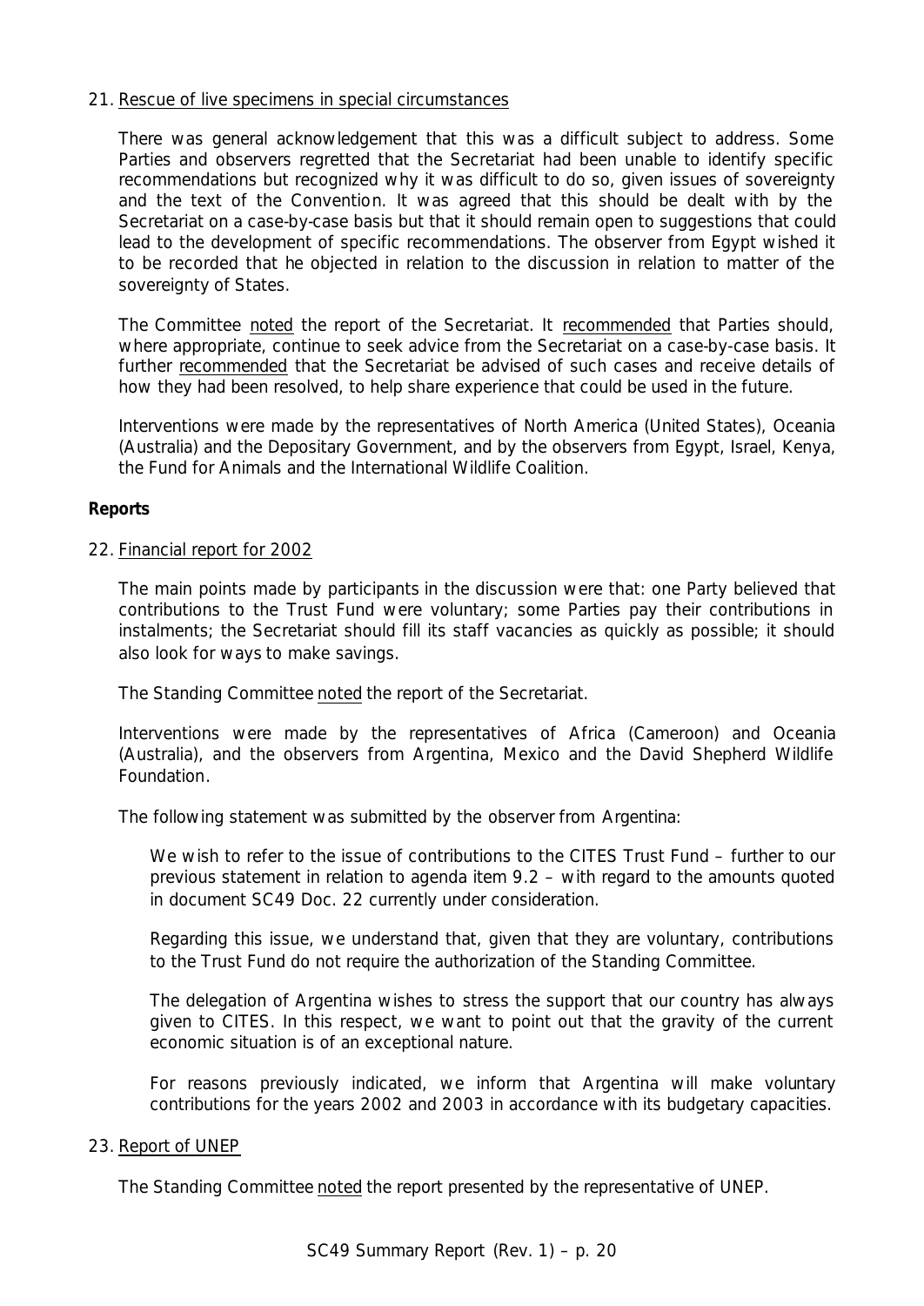21. Rescue of live specimens in special circumstances

There was general acknowledgement that this was a difficult subject to address. Some Parties and observers regretted that the Secretariat had been unable to identify specific recommendations but recognized why it was difficult to do so, given issues of sovereignty and the text of the Convention. It was agreed that this should be dealt with by the Secretariat on a case-by-case basis but that it should remain open to suggestions that could lead to the development of specific recommendations. The observer from Egypt wished it to be recorded that he objected in relation to the discussion in relation to matter of the sovereignty of States.

The Committee noted the report of the Secretariat. It recommended that Parties should, where appropriate, continue to seek advice from the Secretariat on a case-by-case basis. It further recommended that the Secretariat be advised of such cases and receive details of how they had been resolved, to help share experience that could be used in the future.

Interventions were made by the representatives of North America (United States), Oceania (Australia) and the Depositary Government, and by the observers from Egypt, Israel, Kenya, the Fund for Animals and the International Wildlife Coalition.

**Reports**

22. Financial report for 2002

The main points made by participants in the discussion were that: one Party believed that contributions to the Trust Fund were voluntary; some Parties pay their contributions in instalments; the Secretariat should fill its staff vacancies as quickly as possible; it should also look for ways to make savings.

The Standing Committee noted the report of the Secretariat.

Interventions were made by the representatives of Africa (Cameroon) and Oceania (Australia), and the observers from Argentina, Mexico and the David Shepherd Wildlife Foundation.

The following statement was submitted by the observer from Argentina:

> *We wish to refer to the issue of contributions to the CITES Trust Fund – further to our previous statement in relation to agenda item 9.2 – with regard to the amounts quoted in document SC49 Doc. 22 currently under consideration.*
>
> *Regarding this issue, we understand that, given that they are voluntary, contributions to the Trust Fund do not require the authorization of the Standing Committee.*
>
> *The delegation of Argentina wishes to stress the support that our country has always given to CITES. In this respect, we want to point out that the gravity of the current economic situation is of an exceptional nature.*
>
> *For reasons previously indicated, we inform that Argentina will make voluntary contributions for the years 2002 and 2003 in accordance with its budgetary capacities.*

23. Report of UNEP

The Standing Committee noted the report presented by the representative of UNEP.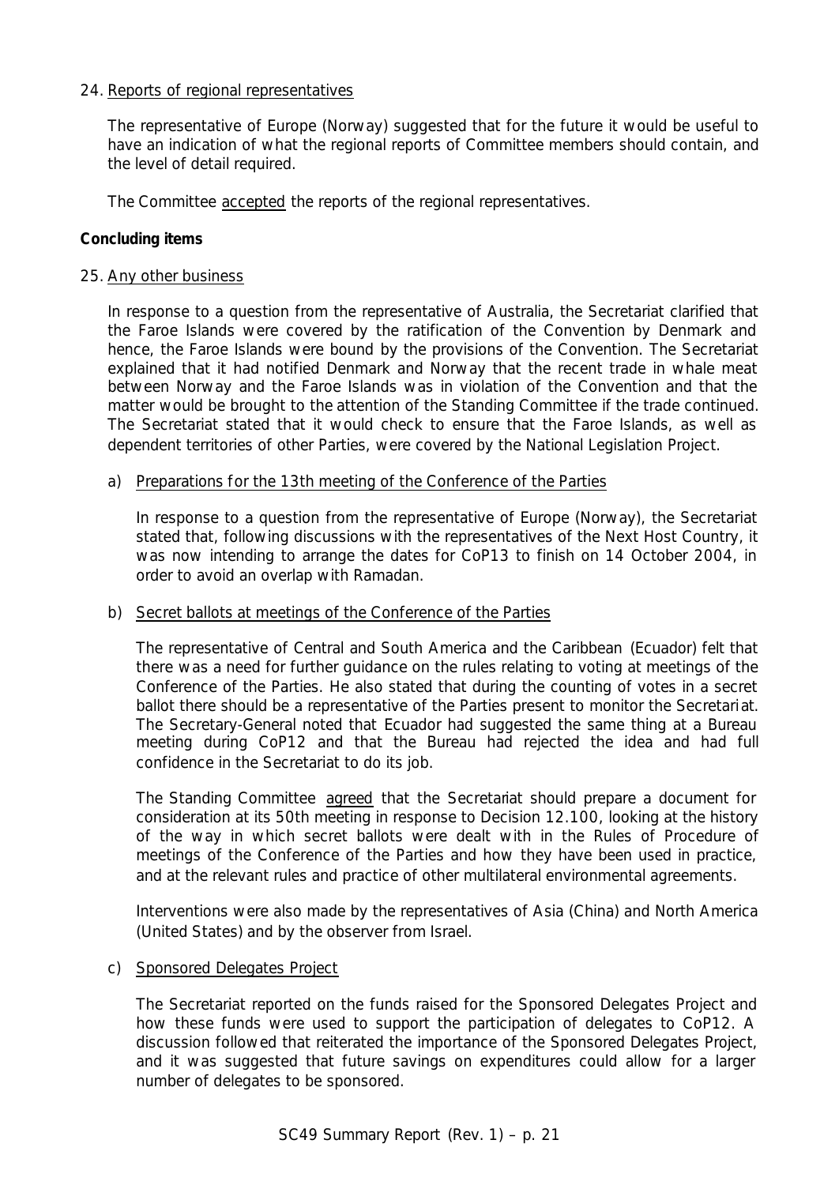24. Reports of regional representatives

The representative of Europe (Norway) suggested that for the future it would be useful to have an indication of what the regional reports of Committee members should contain, and the level of detail required.

The Committee accepted the reports of the regional representatives.

**Concluding items**

25. Any other business

In response to a question from the representative of Australia, the Secretariat clarified that the Faroe Islands were covered by the ratification of the Convention by Denmark and hence, the Faroe Islands were bound by the provisions of the Convention. The Secretariat explained that it had notified Denmark and Norway that the recent trade in whale meat between Norway and the Faroe Islands was in violation of the Convention and that the matter would be brought to the attention of the Standing Committee if the trade continued. The Secretariat stated that it would check to ensure that the Faroe Islands, as well as dependent territories of other Parties, were covered by the National Legislation Project.

a) Preparations for the 13th meeting of the Conference of the Parties

In response to a question from the representative of Europe (Norway), the Secretariat stated that, following discussions with the representatives of the Next Host Country, it was now intending to arrange the dates for CoP13 to finish on 14 October 2004, in order to avoid an overlap with Ramadan.

b) Secret ballots at meetings of the Conference of the Parties

The representative of Central and South America and the Caribbean (Ecuador) felt that there was a need for further guidance on the rules relating to voting at meetings of the Conference of the Parties. He also stated that during the counting of votes in a secret ballot there should be a representative of the Parties present to monitor the Secretariat. The Secretary-General noted that Ecuador had suggested the same thing at a Bureau meeting during CoP12 and that the Bureau had rejected the idea and had full confidence in the Secretariat to do its job.

The Standing Committee agreed that the Secretariat should prepare a document for consideration at its 50th meeting in response to Decision 12.100, looking at the history of the way in which secret ballots were dealt with in the Rules of Procedure of meetings of the Conference of the Parties and how they have been used in practice, and at the relevant rules and practice of other multilateral environmental agreements.

Interventions were also made by the representatives of Asia (China) and North America (United States) and by the observer from Israel.

c) Sponsored Delegates Project

The Secretariat reported on the funds raised for the Sponsored Delegates Project and how these funds were used to support the participation of delegates to CoP12. A discussion followed that reiterated the importance of the Sponsored Delegates Project, and it was suggested that future savings on expenditures could allow for a larger number of delegates to be sponsored.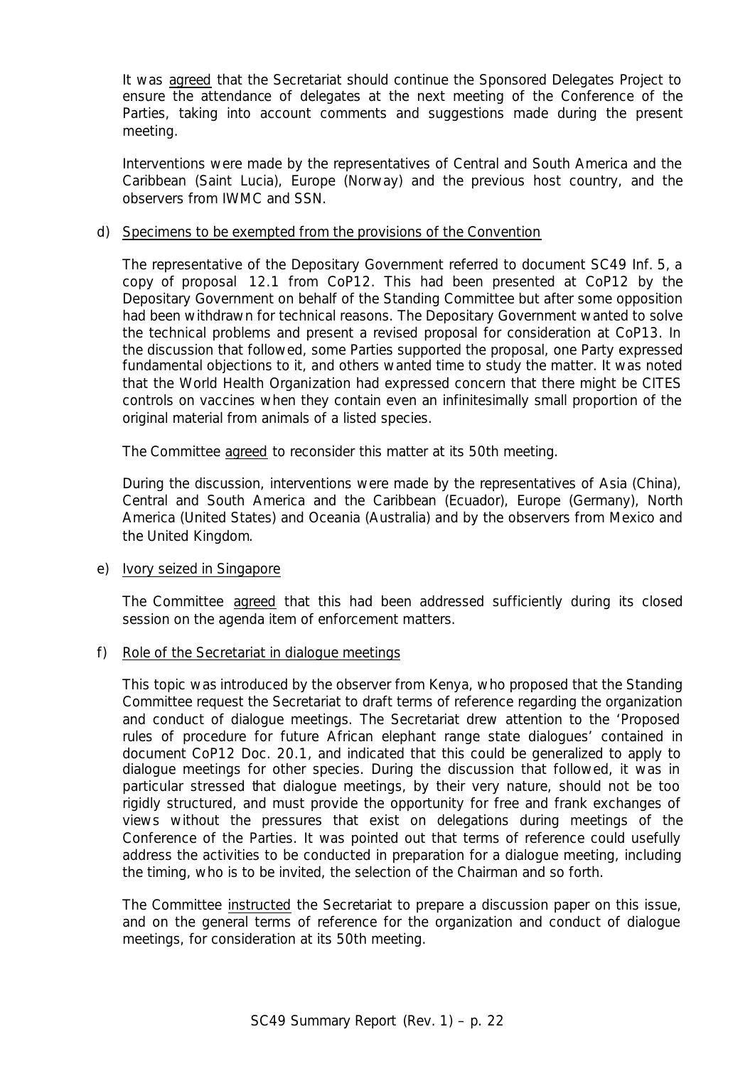It was agreed that the Secretariat should continue the Sponsored Delegates Project to ensure the attendance of delegates at the next meeting of the Conference of the Parties, taking into account comments and suggestions made during the present meeting.

Interventions were made by the representatives of Central and South America and the Caribbean (Saint Lucia), Europe (Norway) and the previous host country, and the observers from IWMC and SSN.

d) Specimens to be exempted from the provisions of the Convention

The representative of the Depositary Government referred to document SC49 Inf. 5, a copy of proposal 12.1 from CoP12. This had been presented at CoP12 by the Depositary Government on behalf of the Standing Committee but after some opposition had been withdrawn for technical reasons. The Depositary Government wanted to solve the technical problems and present a revised proposal for consideration at CoP13. In the discussion that followed, some Parties supported the proposal, one Party expressed fundamental objections to it, and others wanted time to study the matter. It was noted that the World Health Organization had expressed concern that there might be CITES controls on vaccines when they contain even an infinitesimally small proportion of the original material from animals of a listed species.

The Committee agreed to reconsider this matter at its 50th meeting.

During the discussion, interventions were made by the representatives of Asia (China), Central and South America and the Caribbean (Ecuador), Europe (Germany), North America (United States) and Oceania (Australia) and by the observers from Mexico and the United Kingdom.

e) Ivory seized in Singapore

The Committee agreed that this had been addressed sufficiently during its closed session on the agenda item of enforcement matters.

f) Role of the Secretariat in dialogue meetings

This topic was introduced by the observer from Kenya, who proposed that the Standing Committee request the Secretariat to draft terms of reference regarding the organization and conduct of dialogue meetings. The Secretariat drew attention to the 'Proposed rules of procedure for future African elephant range state dialogues' contained in document CoP12 Doc. 20.1, and indicated that this could be generalized to apply to dialogue meetings for other species. During the discussion that followed, it was in particular stressed that dialogue meetings, by their very nature, should not be too rigidly structured, and must provide the opportunity for free and frank exchanges of views without the pressures that exist on delegations during meetings of the Conference of the Parties. It was pointed out that terms of reference could usefully address the activities to be conducted in preparation for a dialogue meeting, including the timing, who is to be invited, the selection of the Chairman and so forth.

The Committee instructed the Secretariat to prepare a discussion paper on this issue, and on the general terms of reference for the organization and conduct of dialogue meetings, for consideration at its 50th meeting.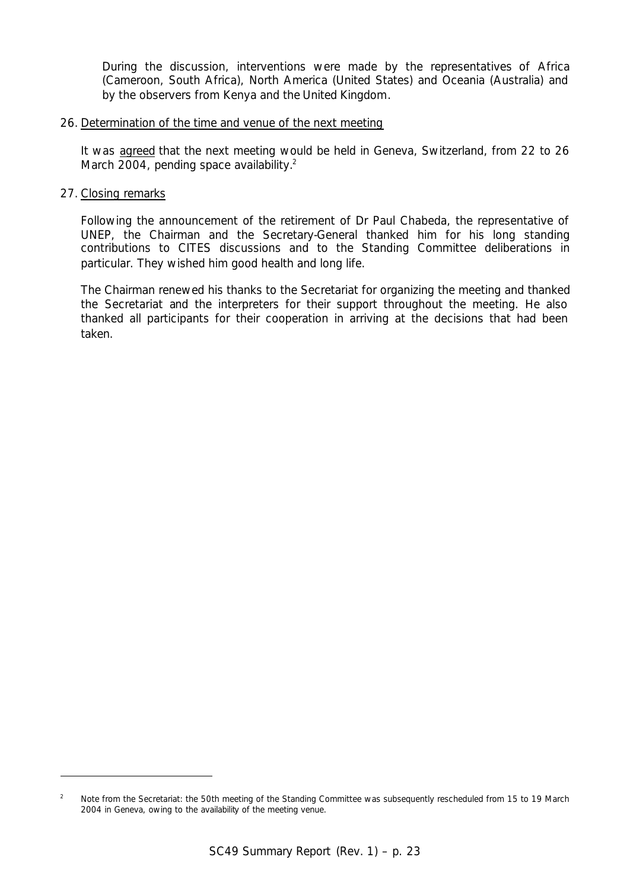During the discussion, interventions were made by the representatives of Africa (Cameroon, South Africa), North America (United States) and Oceania (Australia) and by the observers from Kenya and the United Kingdom.

26. Determination of the time and venue of the next meeting

It was agreed that the next meeting would be held in Geneva, Switzerland, from 22 to 26 March 2004, pending space availability.[2]

27. Closing remarks

Following the announcement of the retirement of Dr Paul Chabeda, the representative of UNEP, the Chairman and the Secretary-General thanked him for his long standing contributions to CITES discussions and to the Standing Committee deliberations in particular. They wished him good health and long life.

The Chairman renewed his thanks to the Secretariat for organizing the meeting and thanked the Secretariat and the interpreters for their support throughout the meeting. He also thanked all participants for their cooperation in arriving at the decisions that had been taken.

---

[2] Note from the Secretariat: the 50th meeting of the Standing Committee was subsequently rescheduled from 15 to 19 March 2004 in Geneva, owing to the availability of the meeting venue.